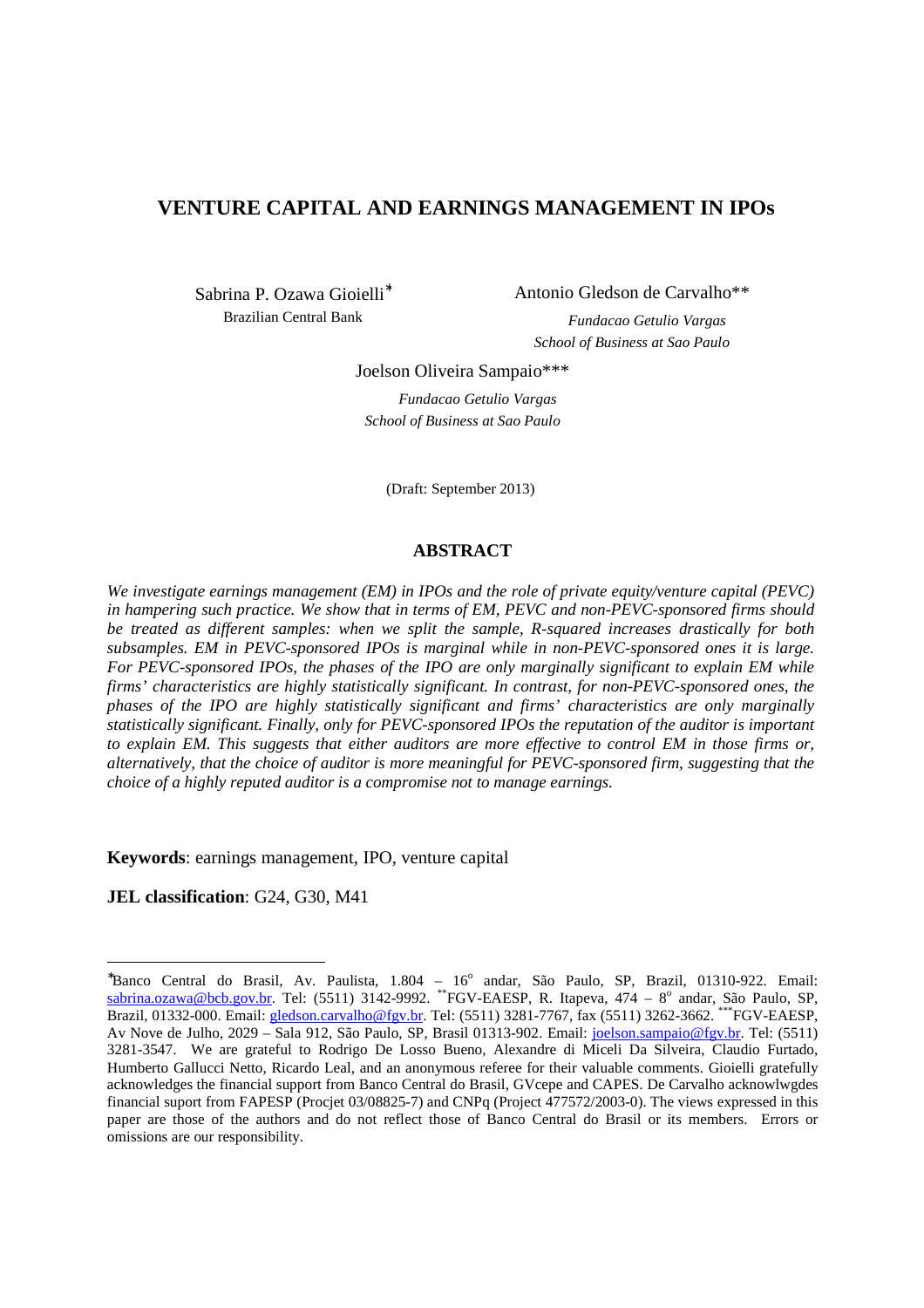# VENTURE CAPITAL AND EARNINGS MANAGEMENT IN IPOs

Sabrina P. Ozawa Gioielli*
Brazilian Central Bank

Antonio Gledson de Carvalho**
*Fundacao Getulio Vargas*
*School of Business at Sao Paulo*

Joelson Oliveira Sampaio***
*Fundacao Getulio Vargas*
*School of Business at Sao Paulo*

(Draft: September 2013)

## ABSTRACT

*We investigate earnings management (EM) in IPOs and the role of private equity/venture capital (PEVC) in hampering such practice. We show that in terms of EM, PEVC and non-PEVC-sponsored firms should be treated as different samples: when we split the sample, R-squared increases drastically for both subsamples. EM in PEVC-sponsored IPOs is marginal while in non-PEVC-sponsored ones it is large. For PEVC-sponsored IPOs, the phases of the IPO are only marginally significant to explain EM while firms' characteristics are highly statistically significant. In contrast, for non-PEVC-sponsored ones, the phases of the IPO are highly statistically significant and firms' characteristics are only marginally statistically significant. Finally, only for PEVC-sponsored IPOs the reputation of the auditor is important to explain EM. This suggests that either auditors are more effective to control EM in those firms or, alternatively, that the choice of auditor is more meaningful for PEVC-sponsored firm, suggesting that the choice of a highly reputed auditor is a compromise not to manage earnings.*

**Keywords**: earnings management, IPO, venture capital

**JEL classification**: G24, G30, M41

---

*Banco Central do Brasil, Av. Paulista, 1.804 – 16º andar, São Paulo, SP, Brazil, 01310-922. Email: sabrina.ozawa@bcb.gov.br. Tel: (5511) 3142-9992. **FGV-EAESP, R. Itapeva, 474 – 8º andar, São Paulo, SP, Brazil, 01332-000. Email: gledson.carvalho@fgv.br. Tel: (5511) 3281-7767, fax (5511) 3262-3662. ***FGV-EAESP, Av Nove de Julho, 2029 – Sala 912, São Paulo, SP, Brasil 01313-902. Email: joelson.sampaio@fgv.br. Tel: (5511) 3281-3547. We are grateful to Rodrigo De Losso Bueno, Alexandre di Miceli Da Silveira, Claudio Furtado, Humberto Gallucci Netto, Ricardo Leal, and an anonymous referee for their valuable comments. Gioielli gratefully acknowledges the financial support from Banco Central do Brasil, GVcepe and CAPES. De Carvalho acknowlwgdes financial suport from FAPESP (Procjet 03/08825-7) and CNPq (Project 477572/2003-0). The views expressed in this paper are those of the authors and do not reflect those of Banco Central do Brasil or its members. Errors or omissions are our responsibility.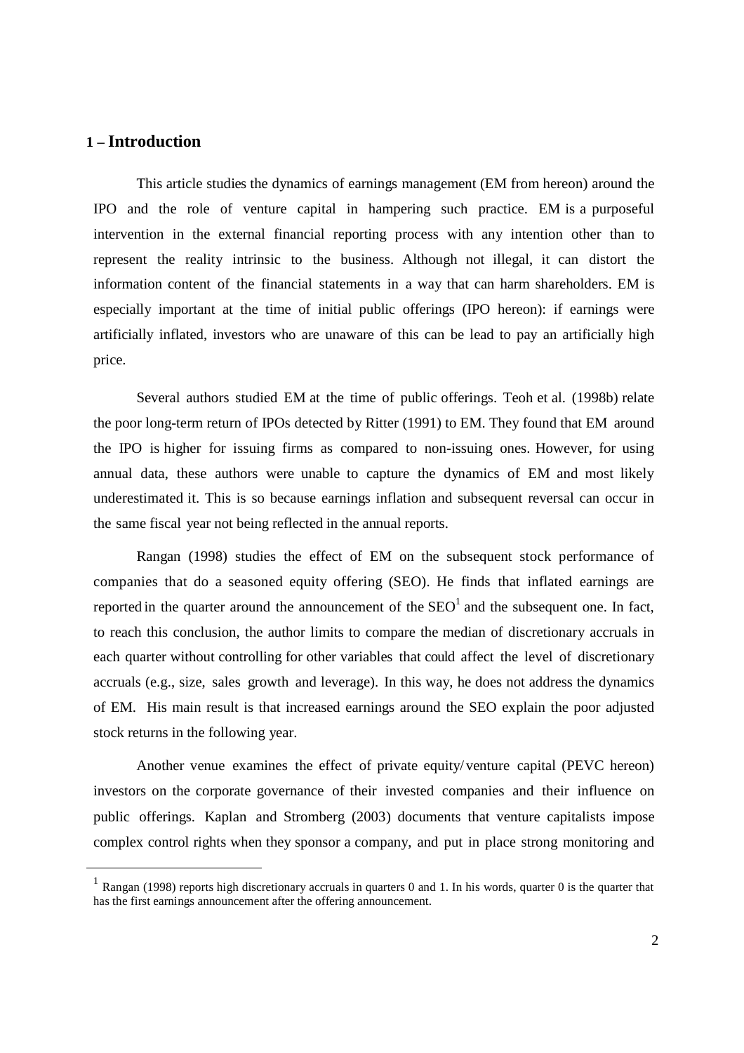# 1 – Introduction

This article studies the dynamics of earnings management (EM from hereon) around the IPO and the role of venture capital in hampering such practice. EM is a purposeful intervention in the external financial reporting process with any intention other than to represent the reality intrinsic to the business. Although not illegal, it can distort the information content of the financial statements in a way that can harm shareholders. EM is especially important at the time of initial public offerings (IPO hereon): if earnings were artificially inflated, investors who are unaware of this can be lead to pay an artificially high price.

Several authors studied EM at the time of public offerings. Teoh et al. (1998b) relate the poor long-term return of IPOs detected by Ritter (1991) to EM. They found that EM around the IPO is higher for issuing firms as compared to non-issuing ones. However, for using annual data, these authors were unable to capture the dynamics of EM and most likely underestimated it. This is so because earnings inflation and subsequent reversal can occur in the same fiscal year not being reflected in the annual reports.

Rangan (1998) studies the effect of EM on the subsequent stock performance of companies that do a seasoned equity offering (SEO). He finds that inflated earnings are reported in the quarter around the announcement of the SEO[1] and the subsequent one. In fact, to reach this conclusion, the author limits to compare the median of discretionary accruals in each quarter without controlling for other variables that could affect the level of discretionary accruals (e.g., size, sales growth and leverage). In this way, he does not address the dynamics of EM. His main result is that increased earnings around the SEO explain the poor adjusted stock returns in the following year.

Another venue examines the effect of private equity/venture capital (PEVC hereon) investors on the corporate governance of their invested companies and their influence on public offerings. Kaplan and Stromberg (2003) documents that venture capitalists impose complex control rights when they sponsor a company, and put in place strong monitoring and

[1] Rangan (1998) reports high discretionary accruals in quarters 0 and 1. In his words, quarter 0 is the quarter that has the first earnings announcement after the offering announcement.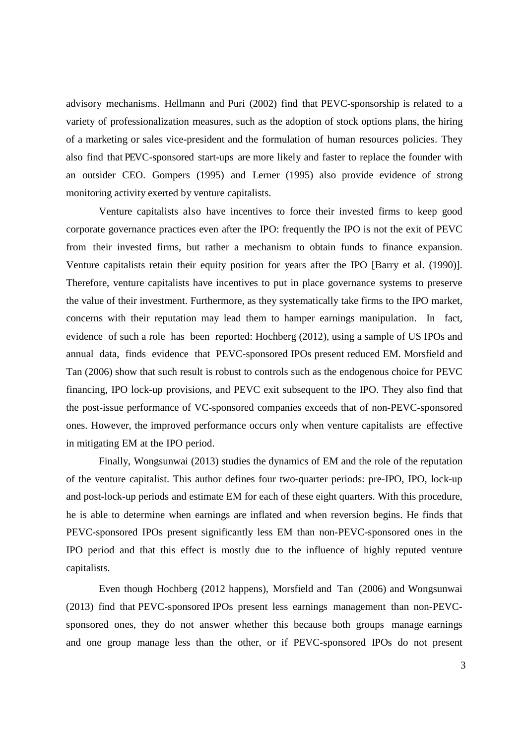advisory mechanisms. Hellmann and Puri (2002) find that PEVC-sponsorship is related to a variety of professionalization measures, such as the adoption of stock options plans, the hiring of a marketing or sales vice-president and the formulation of human resources policies. They also find that PEVC-sponsored start-ups are more likely and faster to replace the founder with an outsider CEO. Gompers (1995) and Lerner (1995) also provide evidence of strong monitoring activity exerted by venture capitalists.

Venture capitalists also have incentives to force their invested firms to keep good corporate governance practices even after the IPO: frequently the IPO is not the exit of PEVC from their invested firms, but rather a mechanism to obtain funds to finance expansion. Venture capitalists retain their equity position for years after the IPO [Barry et al. (1990)]. Therefore, venture capitalists have incentives to put in place governance systems to preserve the value of their investment. Furthermore, as they systematically take firms to the IPO market, concerns with their reputation may lead them to hamper earnings manipulation. In fact, evidence of such a role has been reported: Hochberg (2012), using a sample of US IPOs and annual data, finds evidence that PEVC-sponsored IPOs present reduced EM. Morsfield and Tan (2006) show that such result is robust to controls such as the endogenous choice for PEVC financing, IPO lock-up provisions, and PEVC exit subsequent to the IPO. They also find that the post-issue performance of VC-sponsored companies exceeds that of non-PEVC-sponsored ones. However, the improved performance occurs only when venture capitalists are effective in mitigating EM at the IPO period.

Finally, Wongsunwai (2013) studies the dynamics of EM and the role of the reputation of the venture capitalist. This author defines four two-quarter periods: pre-IPO, IPO, lock-up and post-lock-up periods and estimate EM for each of these eight quarters. With this procedure, he is able to determine when earnings are inflated and when reversion begins. He finds that PEVC-sponsored IPOs present significantly less EM than non-PEVC-sponsored ones in the IPO period and that this effect is mostly due to the influence of highly reputed venture capitalists.

Even though Hochberg (2012 happens), Morsfield and Tan (2006) and Wongsunwai (2013) find that PEVC-sponsored IPOs present less earnings management than non-PEVC-sponsored ones, they do not answer whether this because both groups manage earnings and one group manage less than the other, or if PEVC-sponsored IPOs do not present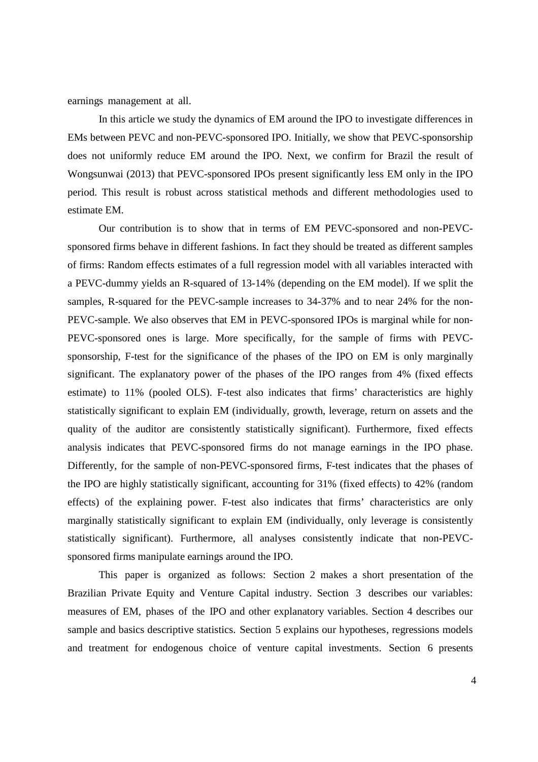earnings management at all.

In this article we study the dynamics of EM around the IPO to investigate differences in EMs between PEVC and non-PEVC-sponsored IPO. Initially, we show that PEVC-sponsorship does not uniformly reduce EM around the IPO. Next, we confirm for Brazil the result of Wongsunwai (2013) that PEVC-sponsored IPOs present significantly less EM only in the IPO period. This result is robust across statistical methods and different methodologies used to estimate EM.

Our contribution is to show that in terms of EM PEVC-sponsored and non-PEVC-sponsored firms behave in different fashions. In fact they should be treated as different samples of firms: Random effects estimates of a full regression model with all variables interacted with a PEVC-dummy yields an R-squared of 13-14% (depending on the EM model). If we split the samples, R-squared for the PEVC-sample increases to 34-37% and to near 24% for the non-PEVC-sample. We also observes that EM in PEVC-sponsored IPOs is marginal while for non-PEVC-sponsored ones is large. More specifically, for the sample of firms with PEVC-sponsorship, F-test for the significance of the phases of the IPO on EM is only marginally significant. The explanatory power of the phases of the IPO ranges from 4% (fixed effects estimate) to 11% (pooled OLS). F-test also indicates that firms' characteristics are highly statistically significant to explain EM (individually, growth, leverage, return on assets and the quality of the auditor are consistently statistically significant). Furthermore, fixed effects analysis indicates that PEVC-sponsored firms do not manage earnings in the IPO phase. Differently, for the sample of non-PEVC-sponsored firms, F-test indicates that the phases of the IPO are highly statistically significant, accounting for 31% (fixed effects) to 42% (random effects) of the explaining power. F-test also indicates that firms' characteristics are only marginally statistically significant to explain EM (individually, only leverage is consistently statistically significant). Furthermore, all analyses consistently indicate that non-PEVC-sponsored firms manipulate earnings around the IPO.

This paper is organized as follows: Section 2 makes a short presentation of the Brazilian Private Equity and Venture Capital industry. Section 3 describes our variables: measures of EM, phases of the IPO and other explanatory variables. Section 4 describes our sample and basics descriptive statistics. Section 5 explains our hypotheses, regressions models and treatment for endogenous choice of venture capital investments. Section 6 presents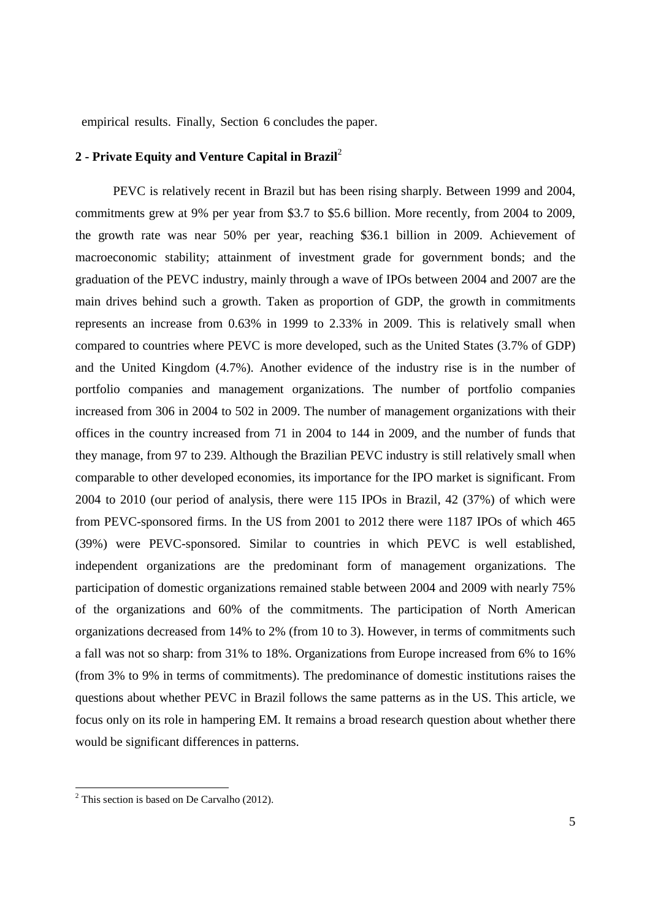empirical results. Finally, Section 6 concludes the paper.

## 2 - Private Equity and Venture Capital in Brazil[2]

PEVC is relatively recent in Brazil but has been rising sharply. Between 1999 and 2004, commitments grew at 9% per year from $3.7 to $5.6 billion. More recently, from 2004 to 2009, the growth rate was near 50% per year, reaching $36.1 billion in 2009. Achievement of macroeconomic stability; attainment of investment grade for government bonds; and the graduation of the PEVC industry, mainly through a wave of IPOs between 2004 and 2007 are the main drives behind such a growth. Taken as proportion of GDP, the growth in commitments represents an increase from 0.63% in 1999 to 2.33% in 2009. This is relatively small when compared to countries where PEVC is more developed, such as the United States (3.7% of GDP) and the United Kingdom (4.7%). Another evidence of the industry rise is in the number of portfolio companies and management organizations. The number of portfolio companies increased from 306 in 2004 to 502 in 2009. The number of management organizations with their offices in the country increased from 71 in 2004 to 144 in 2009, and the number of funds that they manage, from 97 to 239. Although the Brazilian PEVC industry is still relatively small when comparable to other developed economies, its importance for the IPO market is significant. From 2004 to 2010 (our period of analysis, there were 115 IPOs in Brazil, 42 (37%) of which were from PEVC-sponsored firms. In the US from 2001 to 2012 there were 1187 IPOs of which 465 (39%) were PEVC-sponsored. Similar to countries in which PEVC is well established, independent organizations are the predominant form of management organizations. The participation of domestic organizations remained stable between 2004 and 2009 with nearly 75% of the organizations and 60% of the commitments. The participation of North American organizations decreased from 14% to 2% (from 10 to 3). However, in terms of commitments such a fall was not so sharp: from 31% to 18%. Organizations from Europe increased from 6% to 16% (from 3% to 9% in terms of commitments). The predominance of domestic institutions raises the questions about whether PEVC in Brazil follows the same patterns as in the US. This article, we focus only on its role in hampering EM. It remains a broad research question about whether there would be significant differences in patterns.

[2] This section is based on De Carvalho (2012).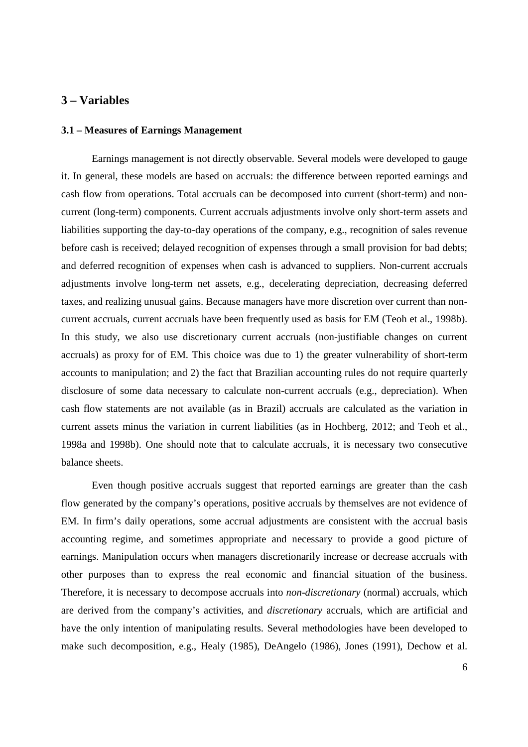## 3 – Variables

### 3.1 – Measures of Earnings Management

Earnings management is not directly observable. Several models were developed to gauge it. In general, these models are based on accruals: the difference between reported earnings and cash flow from operations. Total accruals can be decomposed into current (short-term) and non-current (long-term) components. Current accruals adjustments involve only short-term assets and liabilities supporting the day-to-day operations of the company, e.g., recognition of sales revenue before cash is received; delayed recognition of expenses through a small provision for bad debts; and deferred recognition of expenses when cash is advanced to suppliers. Non-current accruals adjustments involve long-term net assets, e.g., decelerating depreciation, decreasing deferred taxes, and realizing unusual gains. Because managers have more discretion over current than non-current accruals, current accruals have been frequently used as basis for EM (Teoh et al., 1998b). In this study, we also use discretionary current accruals (non-justifiable changes on current accruals) as proxy for of EM. This choice was due to 1) the greater vulnerability of short-term accounts to manipulation; and 2) the fact that Brazilian accounting rules do not require quarterly disclosure of some data necessary to calculate non-current accruals (e.g., depreciation). When cash flow statements are not available (as in Brazil) accruals are calculated as the variation in current assets minus the variation in current liabilities (as in Hochberg, 2012; and Teoh et al., 1998a and 1998b). One should note that to calculate accruals, it is necessary two consecutive balance sheets.

Even though positive accruals suggest that reported earnings are greater than the cash flow generated by the company's operations, positive accruals by themselves are not evidence of EM. In firm's daily operations, some accrual adjustments are consistent with the accrual basis accounting regime, and sometimes appropriate and necessary to provide a good picture of earnings. Manipulation occurs when managers discretionarily increase or decrease accruals with other purposes than to express the real economic and financial situation of the business. Therefore, it is necessary to decompose accruals into *non-discretionary* (normal) accruals, which are derived from the company's activities, and *discretionary* accruals, which are artificial and have the only intention of manipulating results. Several methodologies have been developed to make such decomposition, e.g., Healy (1985), DeAngelo (1986), Jones (1991), Dechow et al.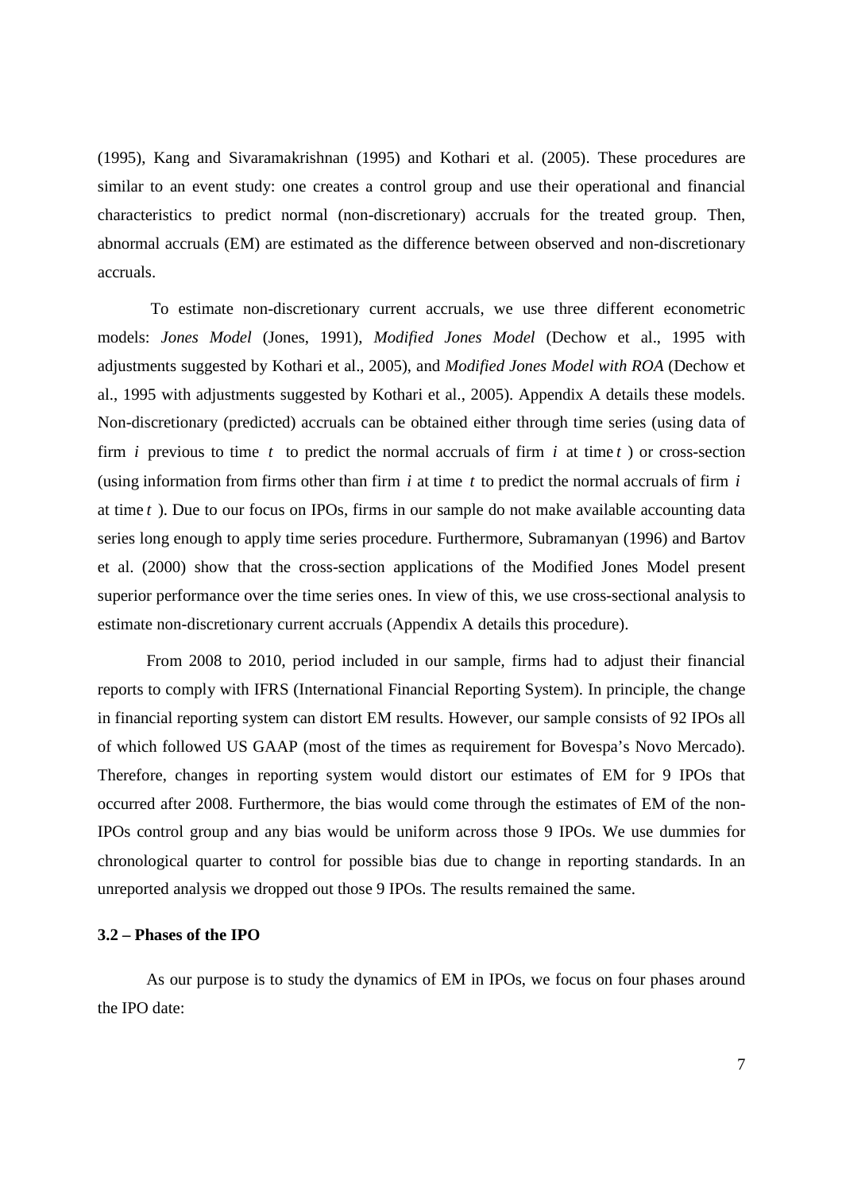(1995), Kang and Sivaramakrishnan (1995) and Kothari et al. (2005). These procedures are similar to an event study: one creates a control group and use their operational and financial characteristics to predict normal (non-discretionary) accruals for the treated group. Then, abnormal accruals (EM) are estimated as the difference between observed and non-discretionary accruals.

To estimate non-discretionary current accruals, we use three different econometric models: *Jones Model* (Jones, 1991), *Modified Jones Model* (Dechow et al., 1995 with adjustments suggested by Kothari et al., 2005), and *Modified Jones Model with ROA* (Dechow et al., 1995 with adjustments suggested by Kothari et al., 2005). Appendix A details these models. Non-discretionary (predicted) accruals can be obtained either through time series (using data of firm $i$ previous to time $t$ to predict the normal accruals of firm $i$ at time $t$ ) or cross-section (using information from firms other than firm $i$ at time $t$ to predict the normal accruals of firm $i$ at time $t$ ). Due to our focus on IPOs, firms in our sample do not make available accounting data series long enough to apply time series procedure. Furthermore, Subramanyan (1996) and Bartov et al. (2000) show that the cross-section applications of the Modified Jones Model present superior performance over the time series ones. In view of this, we use cross-sectional analysis to estimate non-discretionary current accruals (Appendix A details this procedure).

From 2008 to 2010, period included in our sample, firms had to adjust their financial reports to comply with IFRS (International Financial Reporting System). In principle, the change in financial reporting system can distort EM results. However, our sample consists of 92 IPOs all of which followed US GAAP (most of the times as requirement for Bovespa's Novo Mercado). Therefore, changes in reporting system would distort our estimates of EM for 9 IPOs that occurred after 2008. Furthermore, the bias would come through the estimates of EM of the non-IPOs control group and any bias would be uniform across those 9 IPOs. We use dummies for chronological quarter to control for possible bias due to change in reporting standards. In an unreported analysis we dropped out those 9 IPOs. The results remained the same.

### 3.2 – Phases of the IPO

As our purpose is to study the dynamics of EM in IPOs, we focus on four phases around the IPO date: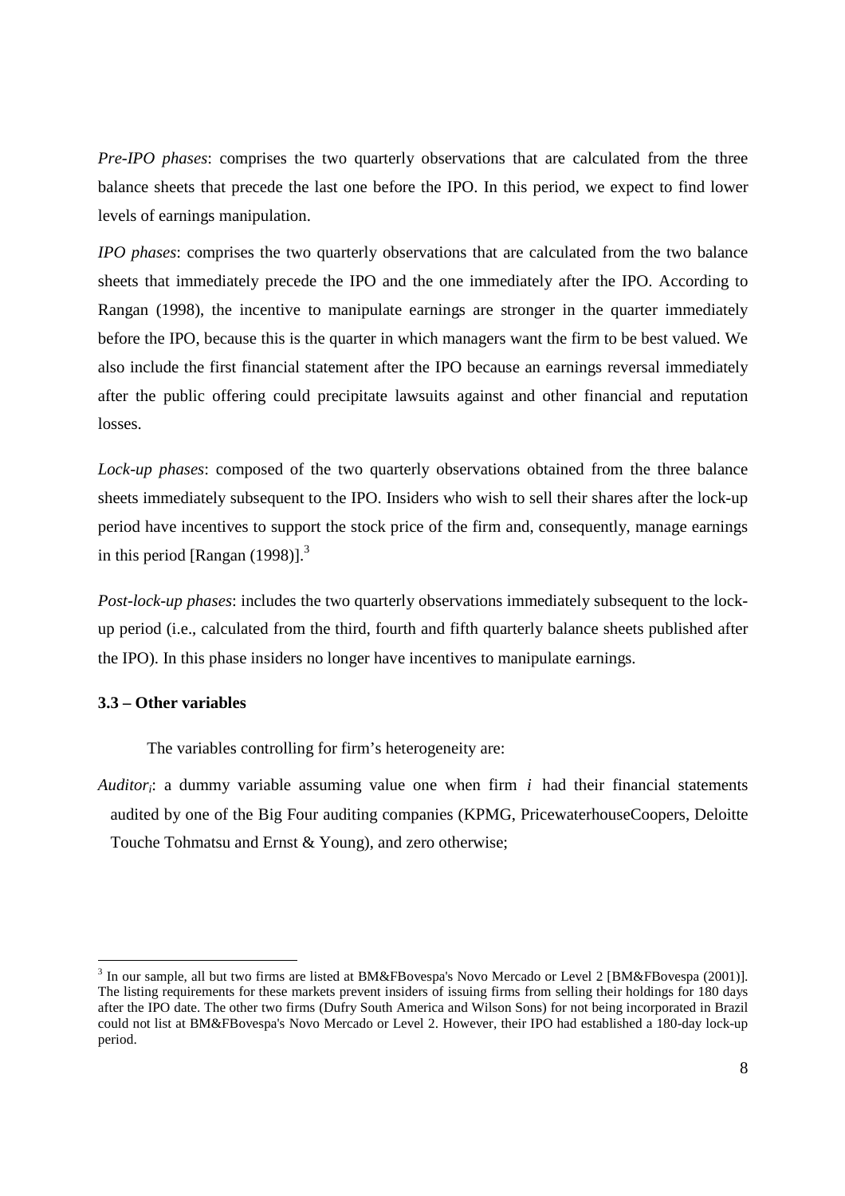*Pre-IPO phases*: comprises the two quarterly observations that are calculated from the three balance sheets that precede the last one before the IPO. In this period, we expect to find lower levels of earnings manipulation.

*IPO phases*: comprises the two quarterly observations that are calculated from the two balance sheets that immediately precede the IPO and the one immediately after the IPO. According to Rangan (1998), the incentive to manipulate earnings are stronger in the quarter immediately before the IPO, because this is the quarter in which managers want the firm to be best valued. We also include the first financial statement after the IPO because an earnings reversal immediately after the public offering could precipitate lawsuits against and other financial and reputation losses.

*Lock-up phases*: composed of the two quarterly observations obtained from the three balance sheets immediately subsequent to the IPO. Insiders who wish to sell their shares after the lock-up period have incentives to support the stock price of the firm and, consequently, manage earnings in this period [Rangan (1998)].[3]

*Post-lock-up phases*: includes the two quarterly observations immediately subsequent to the lock-up period (i.e., calculated from the third, fourth and fifth quarterly balance sheets published after the IPO). In this phase insiders no longer have incentives to manipulate earnings.

### 3.3 – Other variables

The variables controlling for firm's heterogeneity are:

$Auditor_i$: a dummy variable assuming value one when firm $i$ had their financial statements audited by one of the Big Four auditing companies (KPMG, PricewaterhouseCoopers, Deloitte Touche Tohmatsu and Ernst & Young), and zero otherwise;

[3] In our sample, all but two firms are listed at BM&FBovespa's Novo Mercado or Level 2 [BM&FBovespa (2001)]. The listing requirements for these markets prevent insiders of issuing firms from selling their holdings for 180 days after the IPO date. The other two firms (Dufry South America and Wilson Sons) for not being incorporated in Brazil could not list at BM&FBovespa's Novo Mercado or Level 2. However, their IPO had established a 180-day lock-up period.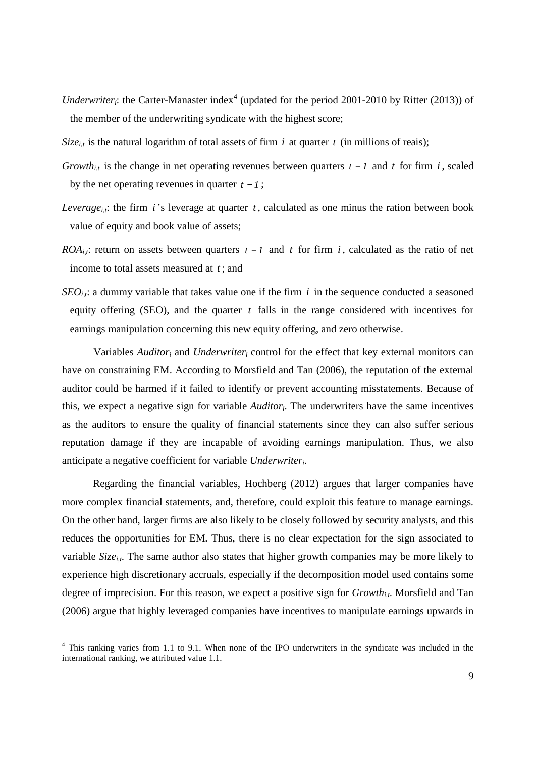*Underwriter*$_i$: the Carter-Manaster index[4] (updated for the period 2001-2010 by Ritter (2013)) of the member of the underwriting syndicate with the highest score;

*Size*$_{i,t}$ is the natural logarithm of total assets of firm $i$ at quarter $t$ (in millions of reais);

*Growth*$_{i,t}$ is the change in net operating revenues between quarters $t-1$ and $t$ for firm $i$, scaled by the net operating revenues in quarter $t-1$;

*Leverage*$_{i,t}$: the firm $i$'s leverage at quarter $t$, calculated as one minus the ration between book value of equity and book value of assets;

*ROA*$_{i,t}$: return on assets between quarters $t-1$ and $t$ for firm $i$, calculated as the ratio of net income to total assets measured at $t$; and

*SEO*$_{i,t}$: a dummy variable that takes value one if the firm $i$ in the sequence conducted a seasoned equity offering (SEO), and the quarter $t$ falls in the range considered with incentives for earnings manipulation concerning this new equity offering, and zero otherwise.

Variables *Auditor*$_i$ and *Underwriter*$_i$ control for the effect that key external monitors can have on constraining EM. According to Morsfield and Tan (2006), the reputation of the external auditor could be harmed if it failed to identify or prevent accounting misstatements. Because of this, we expect a negative sign for variable *Auditor*$_i$. The underwriters have the same incentives as the auditors to ensure the quality of financial statements since they can also suffer serious reputation damage if they are incapable of avoiding earnings manipulation. Thus, we also anticipate a negative coefficient for variable *Underwriter*$_i$.

Regarding the financial variables, Hochberg (2012) argues that larger companies have more complex financial statements, and, therefore, could exploit this feature to manage earnings. On the other hand, larger firms are also likely to be closely followed by security analysts, and this reduces the opportunities for EM. Thus, there is no clear expectation for the sign associated to variable *Size*$_{i,t}$. The same author also states that higher growth companies may be more likely to experience high discretionary accruals, especially if the decomposition model used contains some degree of imprecision. For this reason, we expect a positive sign for *Growth*$_{i,t}$. Morsfield and Tan (2006) argue that highly leveraged companies have incentives to manipulate earnings upwards in

[4] This ranking varies from 1.1 to 9.1. When none of the IPO underwriters in the syndicate was included in the international ranking, we attributed value 1.1.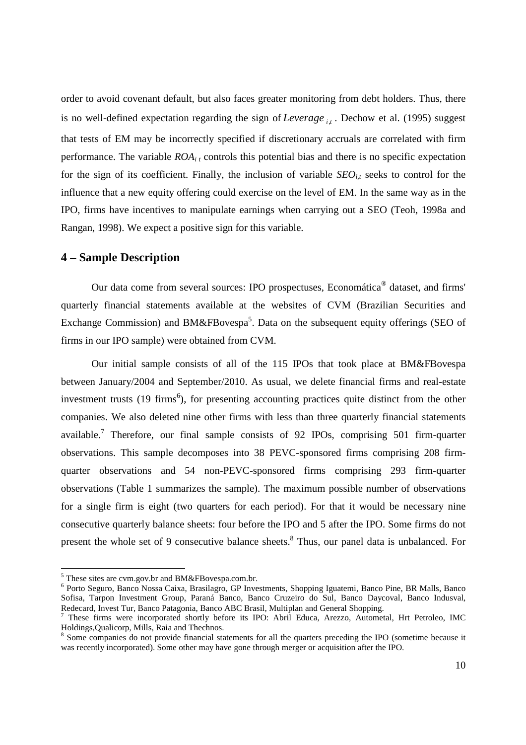order to avoid covenant default, but also faces greater monitoring from debt holders. Thus, there is no well-defined expectation regarding the sign of $Leverage_{i,t}$. Dechow et al. (1995) suggest that tests of EM may be incorrectly specified if discretionary accruals are correlated with firm performance. The variable $ROA_{i\,t}$ controls this potential bias and there is no specific expectation for the sign of its coefficient. Finally, the inclusion of variable $SEO_{i,t}$ seeks to control for the influence that a new equity offering could exercise on the level of EM. In the same way as in the IPO, firms have incentives to manipulate earnings when carrying out a SEO (Teoh, 1998a and Rangan, 1998). We expect a positive sign for this variable.

## 4 – Sample Description

Our data come from several sources: IPO prospectuses, Economática® dataset, and firms' quarterly financial statements available at the websites of CVM (Brazilian Securities and Exchange Commission) and BM&FBovespa[5]. Data on the subsequent equity offerings (SEO of firms in our IPO sample) were obtained from CVM.

Our initial sample consists of all of the 115 IPOs that took place at BM&FBovespa between January/2004 and September/2010. As usual, we delete financial firms and real-estate investment trusts (19 firms[6]), for presenting accounting practices quite distinct from the other companies. We also deleted nine other firms with less than three quarterly financial statements available.[7] Therefore, our final sample consists of 92 IPOs, comprising 501 firm-quarter observations. This sample decomposes into 38 PEVC-sponsored firms comprising 208 firm-quarter observations and 54 non-PEVC-sponsored firms comprising 293 firm-quarter observations (Table 1 summarizes the sample). The maximum possible number of observations for a single firm is eight (two quarters for each period). For that it would be necessary nine consecutive quarterly balance sheets: four before the IPO and 5 after the IPO. Some firms do not present the whole set of 9 consecutive balance sheets.[8] Thus, our panel data is unbalanced. For

---

[5] These sites are cvm.gov.br and BM&FBovespa.com.br.

[6] Porto Seguro, Banco Nossa Caixa, Brasilagro, GP Investments, Shopping Iguatemi, Banco Pine, BR Malls, Banco Sofisa, Tarpon Investment Group, Paraná Banco, Banco Cruzeiro do Sul, Banco Daycoval, Banco Indusval, Redecard, Invest Tur, Banco Patagonia, Banco ABC Brasil, Multiplan and General Shopping.

[7] These firms were incorporated shortly before its IPO: Abril Educa, Arezzo, Autometal, Hrt Petroleo, IMC Holdings,Qualicorp, Mills, Raia and Thechnos.

[8] Some companies do not provide financial statements for all the quarters preceding the IPO (sometime because it was recently incorporated). Some other may have gone through merger or acquisition after the IPO.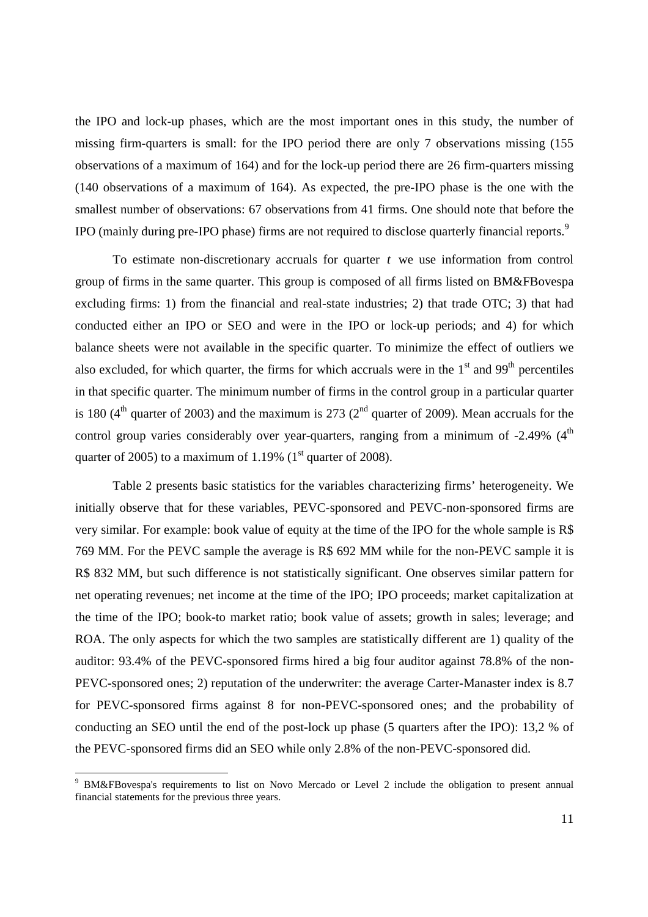the IPO and lock-up phases, which are the most important ones in this study, the number of missing firm-quarters is small: for the IPO period there are only 7 observations missing (155 observations of a maximum of 164) and for the lock-up period there are 26 firm-quarters missing (140 observations of a maximum of 164). As expected, the pre-IPO phase is the one with the smallest number of observations: 67 observations from 41 firms. One should note that before the IPO (mainly during pre-IPO phase) firms are not required to disclose quarterly financial reports.[9]

To estimate non-discretionary accruals for quarter $t$ we use information from control group of firms in the same quarter. This group is composed of all firms listed on BM&FBovespa excluding firms: 1) from the financial and real-state industries; 2) that trade OTC; 3) that had conducted either an IPO or SEO and were in the IPO or lock-up periods; and 4) for which balance sheets were not available in the specific quarter. To minimize the effect of outliers we also excluded, for which quarter, the firms for which accruals were in the 1st and 99th percentiles in that specific quarter. The minimum number of firms in the control group in a particular quarter is 180 (4th quarter of 2003) and the maximum is 273 (2nd quarter of 2009). Mean accruals for the control group varies considerably over year-quarters, ranging from a minimum of -2.49% (4th quarter of 2005) to a maximum of 1.19% (1st quarter of 2008).

Table 2 presents basic statistics for the variables characterizing firms' heterogeneity. We initially observe that for these variables, PEVC-sponsored and PEVC-non-sponsored firms are very similar. For example: book value of equity at the time of the IPO for the whole sample is R$ 769 MM. For the PEVC sample the average is R$ 692 MM while for the non-PEVC sample it is R$ 832 MM, but such difference is not statistically significant. One observes similar pattern for net operating revenues; net income at the time of the IPO; IPO proceeds; market capitalization at the time of the IPO; book-to market ratio; book value of assets; growth in sales; leverage; and ROA. The only aspects for which the two samples are statistically different are 1) quality of the auditor: 93.4% of the PEVC-sponsored firms hired a big four auditor against 78.8% of the non-PEVC-sponsored ones; 2) reputation of the underwriter: the average Carter-Manaster index is 8.7 for PEVC-sponsored firms against 8 for non-PEVC-sponsored ones; and the probability of conducting an SEO until the end of the post-lock up phase (5 quarters after the IPO): 13,2 % of the PEVC-sponsored firms did an SEO while only 2.8% of the non-PEVC-sponsored did.

[9] BM&FBovespa's requirements to list on Novo Mercado or Level 2 include the obligation to present annual financial statements for the previous three years.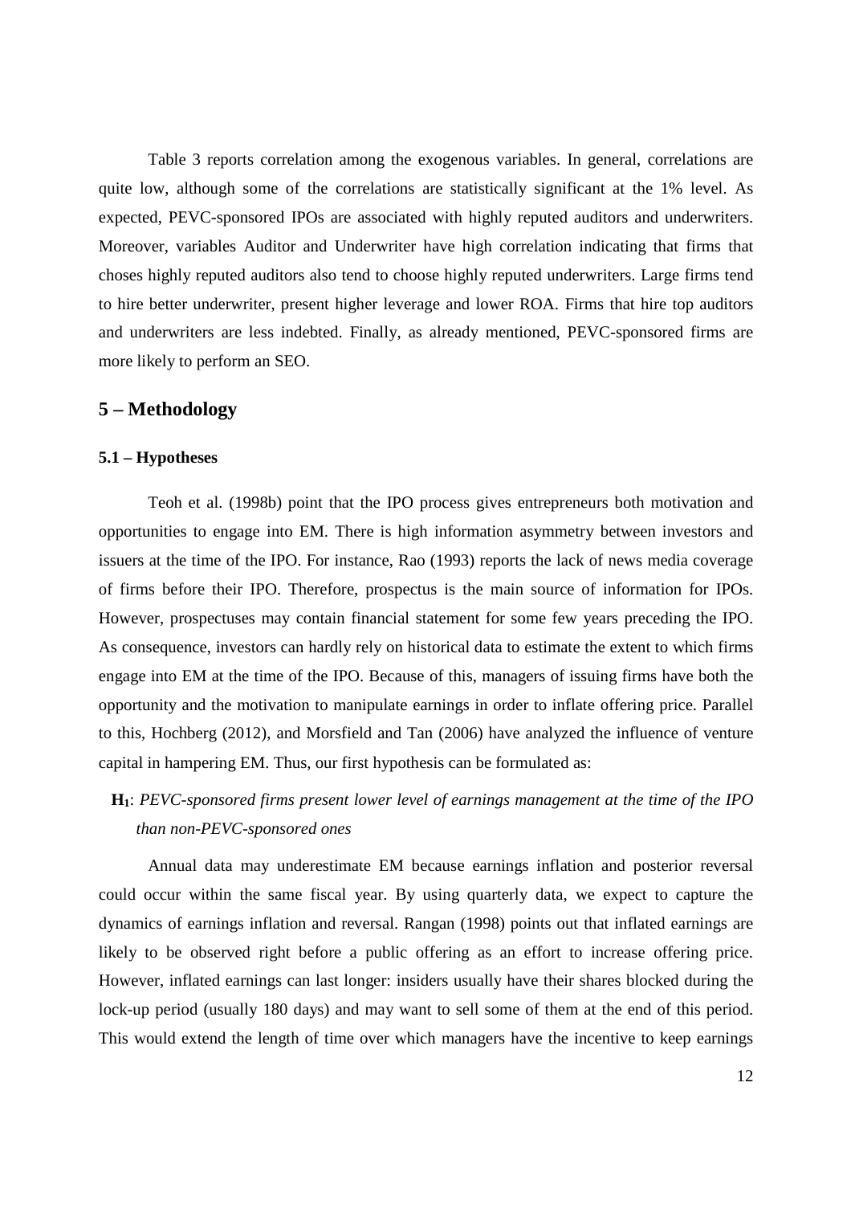Table 3 reports correlation among the exogenous variables. In general, correlations are quite low, although some of the correlations are statistically significant at the 1% level. As expected, PEVC-sponsored IPOs are associated with highly reputed auditors and underwriters. Moreover, variables Auditor and Underwriter have high correlation indicating that firms that choses highly reputed auditors also tend to choose highly reputed underwriters. Large firms tend to hire better underwriter, present higher leverage and lower ROA. Firms that hire top auditors and underwriters are less indebted. Finally, as already mentioned, PEVC-sponsored firms are more likely to perform an SEO.

## 5 – Methodology

### 5.1 – Hypotheses

Teoh et al. (1998b) point that the IPO process gives entrepreneurs both motivation and opportunities to engage into EM. There is high information asymmetry between investors and issuers at the time of the IPO. For instance, Rao (1993) reports the lack of news media coverage of firms before their IPO. Therefore, prospectus is the main source of information for IPOs. However, prospectuses may contain financial statement for some few years preceding the IPO. As consequence, investors can hardly rely on historical data to estimate the extent to which firms engage into EM at the time of the IPO. Because of this, managers of issuing firms have both the opportunity and the motivation to manipulate earnings in order to inflate offering price. Parallel to this, Hochberg (2012), and Morsfield and Tan (2006) have analyzed the influence of venture capital in hampering EM. Thus, our first hypothesis can be formulated as:

**H$_1$**: *PEVC-sponsored firms present lower level of earnings management at the time of the IPO than non-PEVC-sponsored ones*

Annual data may underestimate EM because earnings inflation and posterior reversal could occur within the same fiscal year. By using quarterly data, we expect to capture the dynamics of earnings inflation and reversal. Rangan (1998) points out that inflated earnings are likely to be observed right before a public offering as an effort to increase offering price. However, inflated earnings can last longer: insiders usually have their shares blocked during the lock-up period (usually 180 days) and may want to sell some of them at the end of this period. This would extend the length of time over which managers have the incentive to keep earnings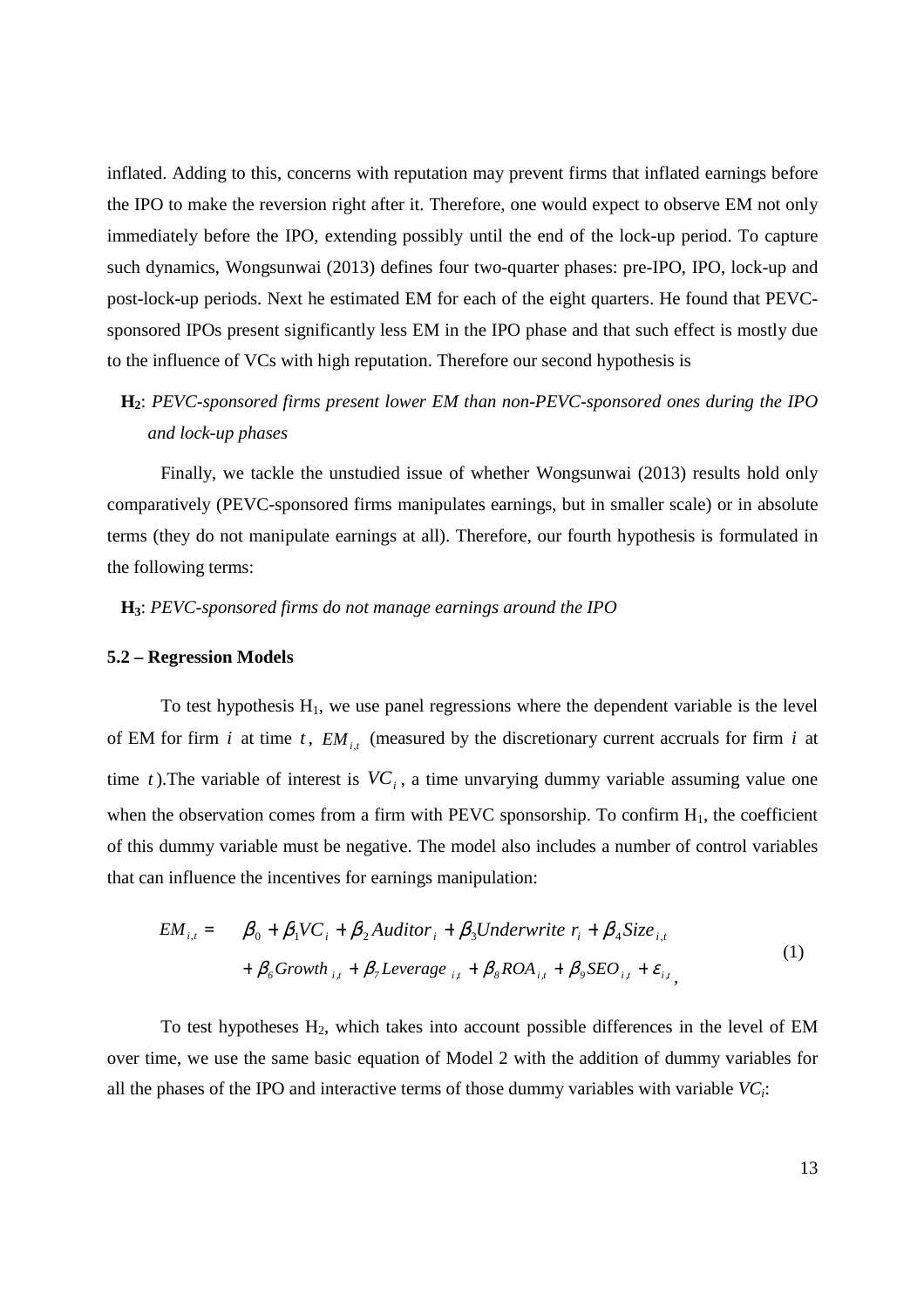inflated. Adding to this, concerns with reputation may prevent firms that inflated earnings before the IPO to make the reversion right after it. Therefore, one would expect to observe EM not only immediately before the IPO, extending possibly until the end of the lock-up period. To capture such dynamics, Wongsunwai (2013) defines four two-quarter phases: pre-IPO, IPO, lock-up and post-lock-up periods. Next he estimated EM for each of the eight quarters. He found that PEVC-sponsored IPOs present significantly less EM in the IPO phase and that such effect is mostly due to the influence of VCs with high reputation. Therefore our second hypothesis is

**H**$_2$: *PEVC-sponsored firms present lower EM than non-PEVC-sponsored ones during the IPO and lock-up phases*

Finally, we tackle the unstudied issue of whether Wongsunwai (2013) results hold only comparatively (PEVC-sponsored firms manipulates earnings, but in smaller scale) or in absolute terms (they do not manipulate earnings at all). Therefore, our fourth hypothesis is formulated in the following terms:

**H**$_3$: *PEVC-sponsored firms do not manage earnings around the IPO*

### 5.2 – Regression Models

To test hypothesis $H_1$, we use panel regressions where the dependent variable is the level of EM for firm $i$ at time $t$, $EM_{i,t}$ (measured by the discretionary current accruals for firm $i$ at time $t$).The variable of interest is $VC_i$, a time unvarying dummy variable assuming value one when the observation comes from a firm with PEVC sponsorship. To confirm $H_1$, the coefficient of this dummy variable must be negative. The model also includes a number of control variables that can influence the incentives for earnings manipulation:

$$
\begin{aligned}
EM_{i,t} = \quad & \beta_0 + \beta_1 VC_i + \beta_2 Auditor_i + \beta_3 Underwriter_i + \beta_4 Size_{i,t} \\
& + \beta_6 Growth_{i,t} + \beta_7 Leverage_{i,t} + \beta_8 ROA_{i,t} + \beta_9 SEO_{i,t} + \varepsilon_{i,t},
\end{aligned}
\tag{1}
$$

To test hypotheses $H_2$, which takes into account possible differences in the level of EM over time, we use the same basic equation of Model 2 with the addition of dummy variables for all the phases of the IPO and interactive terms of those dummy variables with variable $VC_i$: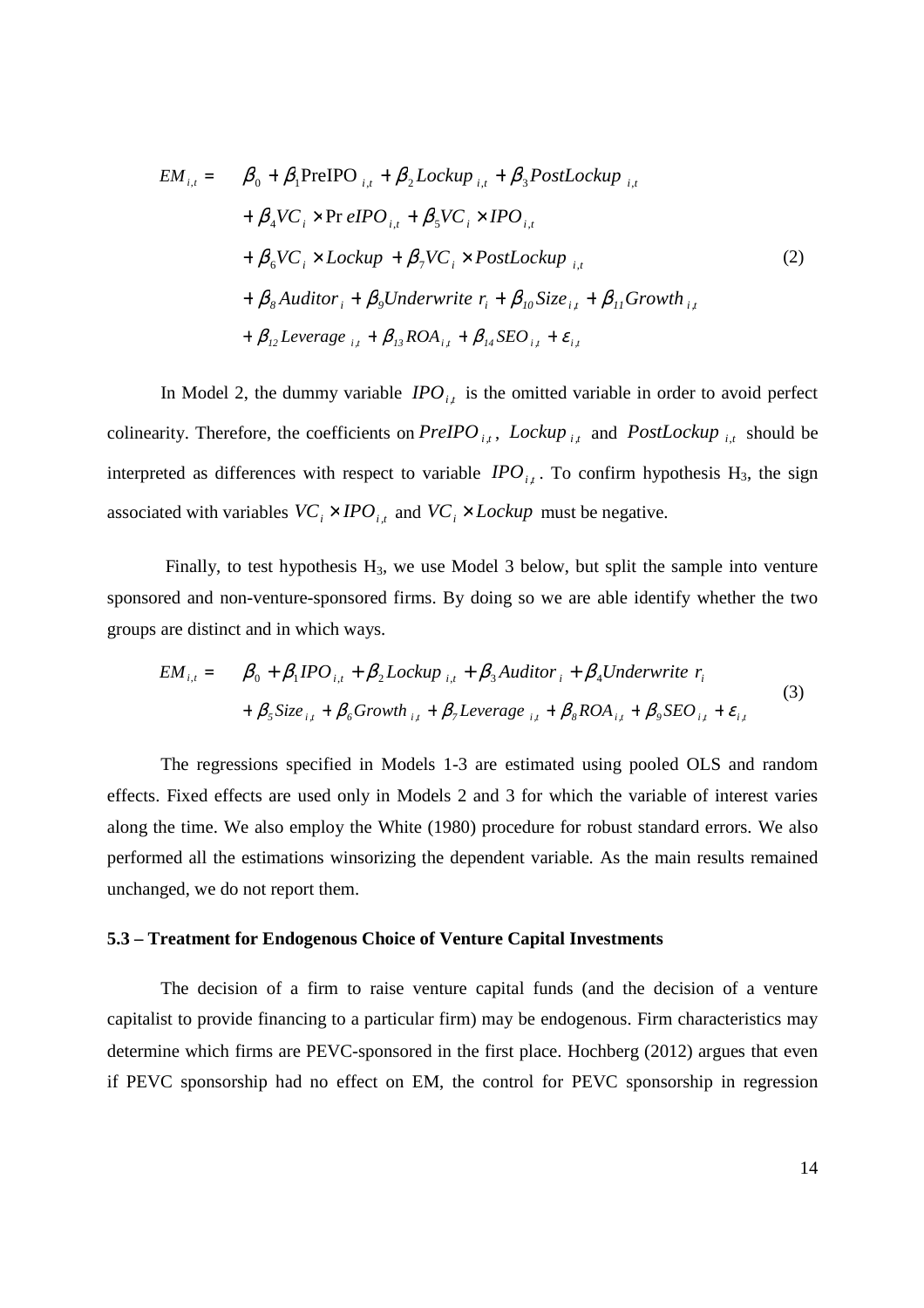$$
\begin{aligned}
EM_{i,t} = \quad & \beta_0 + \beta_1 \text{PreIPO}_{i,t} + \beta_2 Lockup_{i,t} + \beta_3 PostLockup_{i,t} \\
& + \beta_4 VC_i \times \Pr eIPO_{i,t} + \beta_5 VC_i \times IPO_{i,t} \\
& + \beta_6 VC_i \times Lockup + \beta_7 VC_i \times PostLockup_{i,t} \\
& + \beta_8 Auditor_i + \beta_9 Underwrite\ r_i + \beta_{10} Size_{i,t} + \beta_{11} Growth_{i,t} \\
& + \beta_{12} Leverage_{i,t} + \beta_{13} ROA_{i,t} + \beta_{14} SEO_{i,t} + \varepsilon_{i,t}
\end{aligned} \tag{2}
$$

In Model 2, the dummy variable $IPO_{i,t}$ is the omitted variable in order to avoid perfect colinearity. Therefore, the coefficients on $PreIPO_{i,t}$, $Lockup_{i,t}$ and $PostLockup_{i,t}$ should be interpreted as differences with respect to variable $IPO_{i,t}$. To confirm hypothesis $H_3$, the sign associated with variables $VC_i \times IPO_{i,t}$ and $VC_i \times Lockup$ must be negative.

Finally, to test hypothesis $H_3$, we use Model 3 below, but split the sample into venture sponsored and non-venture-sponsored firms. By doing so we are able identify whether the two groups are distinct and in which ways.

$$
\begin{aligned}
EM_{i,t} = \quad & \beta_0 + \beta_1 IPO_{i,t} + \beta_2 Lockup_{i,t} + \beta_3 Auditor_i + \beta_4 Underwrite\ r_i \\
& + \beta_5 Size_{i,t} + \beta_6 Growth_{i,t} + \beta_7 Leverage_{i,t} + \beta_8 ROA_{i,t} + \beta_9 SEO_{i,t} + \varepsilon_{i,t}
\end{aligned} \tag{3}
$$

The regressions specified in Models 1-3 are estimated using pooled OLS and random effects. Fixed effects are used only in Models 2 and 3 for which the variable of interest varies along the time. We also employ the White (1980) procedure for robust standard errors. We also performed all the estimations winsorizing the dependent variable. As the main results remained unchanged, we do not report them.

### 5.3 – Treatment for Endogenous Choice of Venture Capital Investments

The decision of a firm to raise venture capital funds (and the decision of a venture capitalist to provide financing to a particular firm) may be endogenous. Firm characteristics may determine which firms are PEVC-sponsored in the first place. Hochberg (2012) argues that even if PEVC sponsorship had no effect on EM, the control for PEVC sponsorship in regression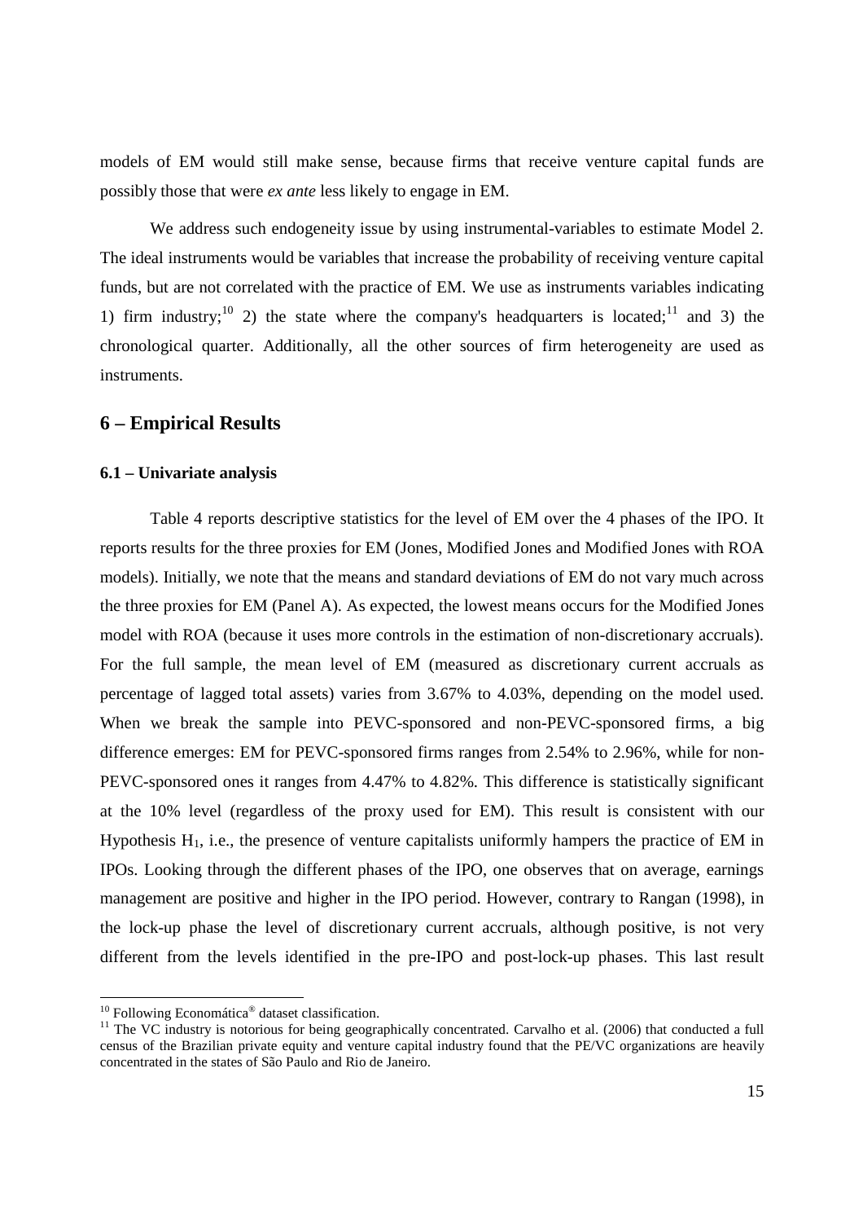models of EM would still make sense, because firms that receive venture capital funds are possibly those that were *ex ante* less likely to engage in EM.

We address such endogeneity issue by using instrumental-variables to estimate Model 2. The ideal instruments would be variables that increase the probability of receiving venture capital funds, but are not correlated with the practice of EM. We use as instruments variables indicating 1) firm industry;[10] 2) the state where the company's headquarters is located;[11] and 3) the chronological quarter. Additionally, all the other sources of firm heterogeneity are used as instruments.

## 6 – Empirical Results

### 6.1 – Univariate analysis

Table 4 reports descriptive statistics for the level of EM over the 4 phases of the IPO. It reports results for the three proxies for EM (Jones, Modified Jones and Modified Jones with ROA models). Initially, we note that the means and standard deviations of EM do not vary much across the three proxies for EM (Panel A). As expected, the lowest means occurs for the Modified Jones model with ROA (because it uses more controls in the estimation of non-discretionary accruals). For the full sample, the mean level of EM (measured as discretionary current accruals as percentage of lagged total assets) varies from 3.67% to 4.03%, depending on the model used. When we break the sample into PEVC-sponsored and non-PEVC-sponsored firms, a big difference emerges: EM for PEVC-sponsored firms ranges from 2.54% to 2.96%, while for non-PEVC-sponsored ones it ranges from 4.47% to 4.82%. This difference is statistically significant at the 10% level (regardless of the proxy used for EM). This result is consistent with our Hypothesis $H_1$, i.e., the presence of venture capitalists uniformly hampers the practice of EM in IPOs. Looking through the different phases of the IPO, one observes that on average, earnings management are positive and higher in the IPO period. However, contrary to Rangan (1998), in the lock-up phase the level of discretionary current accruals, although positive, is not very different from the levels identified in the pre-IPO and post-lock-up phases. This last result

---

[10] Following Economática® dataset classification.

[11] The VC industry is notorious for being geographically concentrated. Carvalho et al. (2006) that conducted a full census of the Brazilian private equity and venture capital industry found that the PE/VC organizations are heavily concentrated in the states of São Paulo and Rio de Janeiro.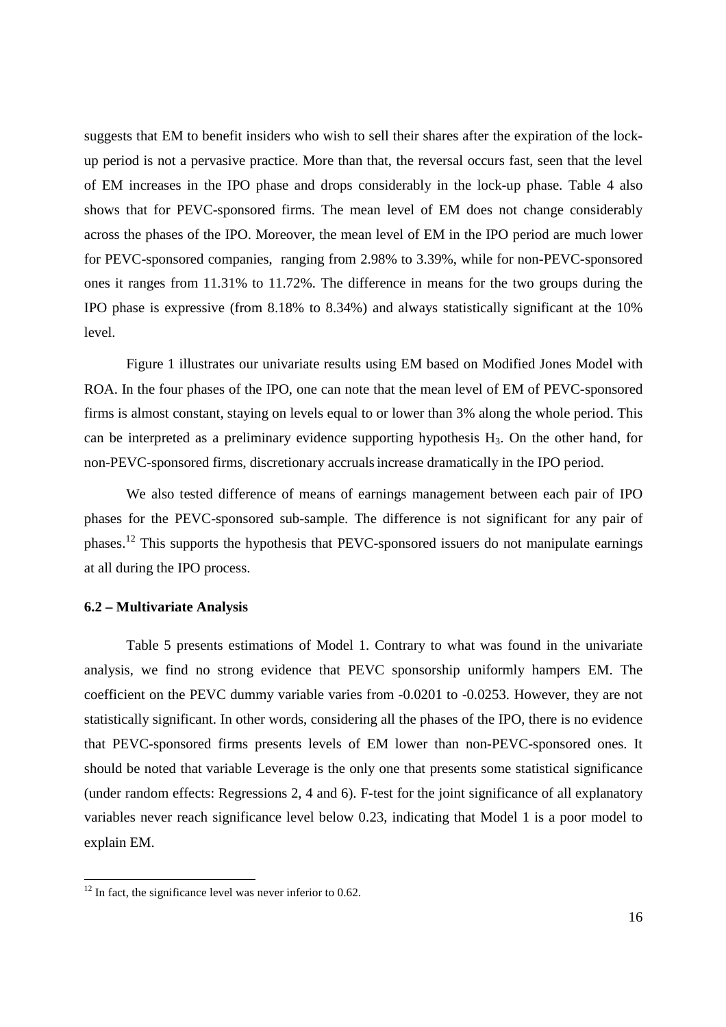suggests that EM to benefit insiders who wish to sell their shares after the expiration of the lock-up period is not a pervasive practice. More than that, the reversal occurs fast, seen that the level of EM increases in the IPO phase and drops considerably in the lock-up phase. Table 4 also shows that for PEVC-sponsored firms. The mean level of EM does not change considerably across the phases of the IPO. Moreover, the mean level of EM in the IPO period are much lower for PEVC-sponsored companies, ranging from 2.98% to 3.39%, while for non-PEVC-sponsored ones it ranges from 11.31% to 11.72%. The difference in means for the two groups during the IPO phase is expressive (from 8.18% to 8.34%) and always statistically significant at the 10% level.

Figure 1 illustrates our univariate results using EM based on Modified Jones Model with ROA. In the four phases of the IPO, one can note that the mean level of EM of PEVC-sponsored firms is almost constant, staying on levels equal to or lower than 3% along the whole period. This can be interpreted as a preliminary evidence supporting hypothesis $H_3$. On the other hand, for non-PEVC-sponsored firms, discretionary accruals increase dramatically in the IPO period.

We also tested difference of means of earnings management between each pair of IPO phases for the PEVC-sponsored sub-sample. The difference is not significant for any pair of phases.[12] This supports the hypothesis that PEVC-sponsored issuers do not manipulate earnings at all during the IPO process.

### 6.2 – Multivariate Analysis

Table 5 presents estimations of Model 1. Contrary to what was found in the univariate analysis, we find no strong evidence that PEVC sponsorship uniformly hampers EM. The coefficient on the PEVC dummy variable varies from -0.0201 to -0.0253. However, they are not statistically significant. In other words, considering all the phases of the IPO, there is no evidence that PEVC-sponsored firms presents levels of EM lower than non-PEVC-sponsored ones. It should be noted that variable Leverage is the only one that presents some statistical significance (under random effects: Regressions 2, 4 and 6). F-test for the joint significance of all explanatory variables never reach significance level below 0.23, indicating that Model 1 is a poor model to explain EM.

[12] In fact, the significance level was never inferior to 0.62.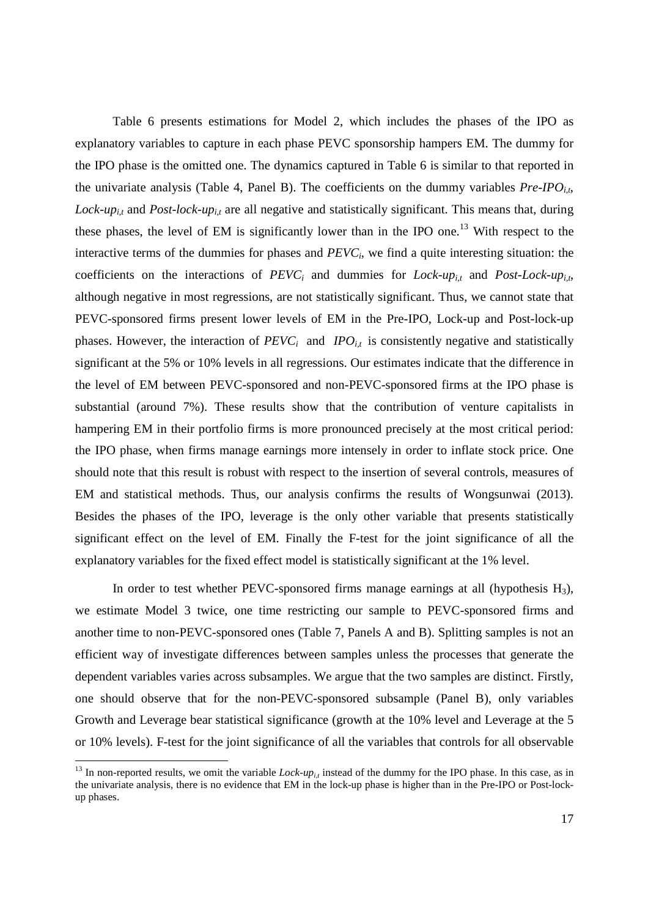Table 6 presents estimations for Model 2, which includes the phases of the IPO as explanatory variables to capture in each phase PEVC sponsorship hampers EM. The dummy for the IPO phase is the omitted one. The dynamics captured in Table 6 is similar to that reported in the univariate analysis (Table 4, Panel B). The coefficients on the dummy variables $Pre\text{-}IPO_{i,t}$, $Lock\text{-}up_{i,t}$ and $Post\text{-}lock\text{-}up_{i,t}$ are all negative and statistically significant. This means that, during these phases, the level of EM is significantly lower than in the IPO one.[13] With respect to the interactive terms of the dummies for phases and $PEVC_i$, we find a quite interesting situation: the coefficients on the interactions of $PEVC_i$ and dummies for $Lock\text{-}up_{i,t}$ and $Post\text{-}Lock\text{-}up_{i,t}$, although negative in most regressions, are not statistically significant. Thus, we cannot state that PEVC-sponsored firms present lower levels of EM in the Pre-IPO, Lock-up and Post-lock-up phases. However, the interaction of $PEVC_i$ and $IPO_{i,t}$ is consistently negative and statistically significant at the 5% or 10% levels in all regressions. Our estimates indicate that the difference in the level of EM between PEVC-sponsored and non-PEVC-sponsored firms at the IPO phase is substantial (around 7%). These results show that the contribution of venture capitalists in hampering EM in their portfolio firms is more pronounced precisely at the most critical period: the IPO phase, when firms manage earnings more intensely in order to inflate stock price. One should note that this result is robust with respect to the insertion of several controls, measures of EM and statistical methods. Thus, our analysis confirms the results of Wongsunwai (2013). Besides the phases of the IPO, leverage is the only other variable that presents statistically significant effect on the level of EM. Finally the F-test for the joint significance of all the explanatory variables for the fixed effect model is statistically significant at the 1% level.

In order to test whether PEVC-sponsored firms manage earnings at all (hypothesis $H_3$), we estimate Model 3 twice, one time restricting our sample to PEVC-sponsored firms and another time to non-PEVC-sponsored ones (Table 7, Panels A and B). Splitting samples is not an efficient way of investigate differences between samples unless the processes that generate the dependent variables varies across subsamples. We argue that the two samples are distinct. Firstly, one should observe that for the non-PEVC-sponsored subsample (Panel B), only variables Growth and Leverage bear statistical significance (growth at the 10% level and Leverage at the 5 or 10% levels). F-test for the joint significance of all the variables that controls for all observable

[13] In non-reported results, we omit the variable $Lock\text{-}up_{i,t}$ instead of the dummy for the IPO phase. In this case, as in the univariate analysis, there is no evidence that EM in the lock-up phase is higher than in the Pre-IPO or Post-lock-up phases.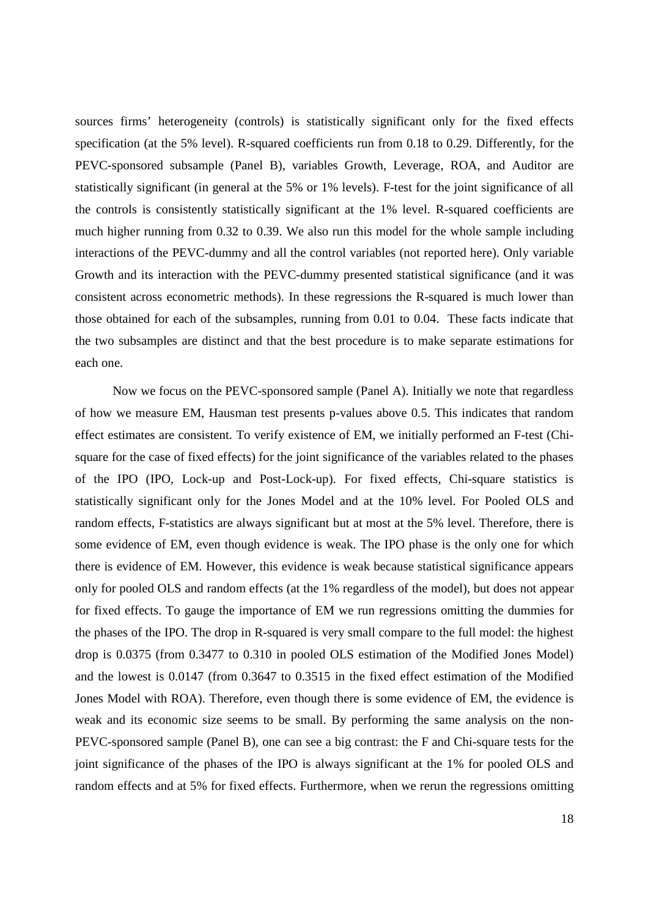sources firms' heterogeneity (controls) is statistically significant only for the fixed effects specification (at the 5% level). R-squared coefficients run from 0.18 to 0.29. Differently, for the PEVC-sponsored subsample (Panel B), variables Growth, Leverage, ROA, and Auditor are statistically significant (in general at the 5% or 1% levels). F-test for the joint significance of all the controls is consistently statistically significant at the 1% level. R-squared coefficients are much higher running from 0.32 to 0.39. We also run this model for the whole sample including interactions of the PEVC-dummy and all the control variables (not reported here). Only variable Growth and its interaction with the PEVC-dummy presented statistical significance (and it was consistent across econometric methods). In these regressions the R-squared is much lower than those obtained for each of the subsamples, running from 0.01 to 0.04. These facts indicate that the two subsamples are distinct and that the best procedure is to make separate estimations for each one.

Now we focus on the PEVC-sponsored sample (Panel A). Initially we note that regardless of how we measure EM, Hausman test presents p-values above 0.5. This indicates that random effect estimates are consistent. To verify existence of EM, we initially performed an F-test (Chi-square for the case of fixed effects) for the joint significance of the variables related to the phases of the IPO (IPO, Lock-up and Post-Lock-up). For fixed effects, Chi-square statistics is statistically significant only for the Jones Model and at the 10% level. For Pooled OLS and random effects, F-statistics are always significant but at most at the 5% level. Therefore, there is some evidence of EM, even though evidence is weak. The IPO phase is the only one for which there is evidence of EM. However, this evidence is weak because statistical significance appears only for pooled OLS and random effects (at the 1% regardless of the model), but does not appear for fixed effects. To gauge the importance of EM we run regressions omitting the dummies for the phases of the IPO. The drop in R-squared is very small compare to the full model: the highest drop is 0.0375 (from 0.3477 to 0.310 in pooled OLS estimation of the Modified Jones Model) and the lowest is 0.0147 (from 0.3647 to 0.3515 in the fixed effect estimation of the Modified Jones Model with ROA). Therefore, even though there is some evidence of EM, the evidence is weak and its economic size seems to be small. By performing the same analysis on the non-PEVC-sponsored sample (Panel B), one can see a big contrast: the F and Chi-square tests for the joint significance of the phases of the IPO is always significant at the 1% for pooled OLS and random effects and at 5% for fixed effects. Furthermore, when we rerun the regressions omitting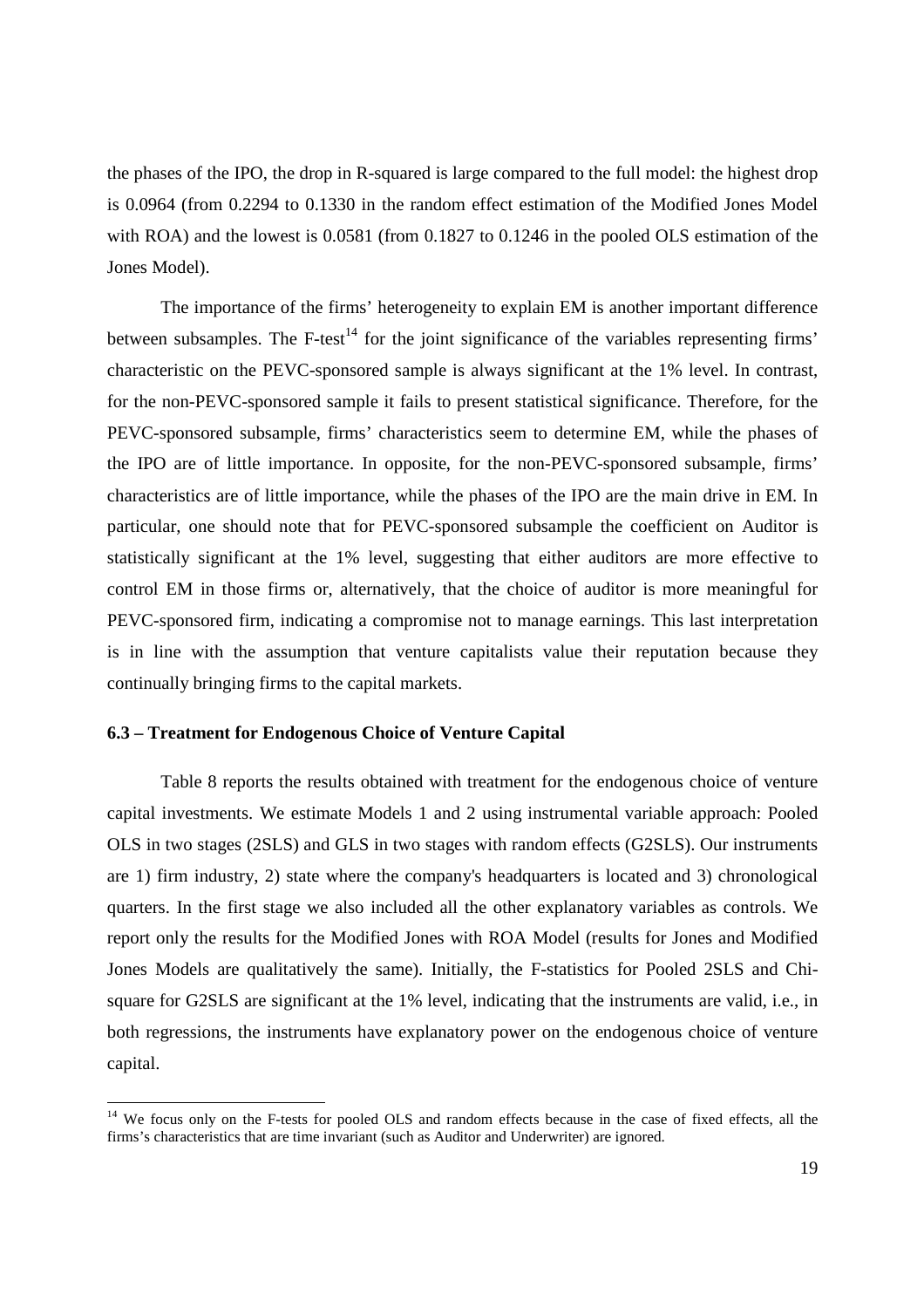the phases of the IPO, the drop in R-squared is large compared to the full model: the highest drop is 0.0964 (from 0.2294 to 0.1330 in the random effect estimation of the Modified Jones Model with ROA) and the lowest is 0.0581 (from 0.1827 to 0.1246 in the pooled OLS estimation of the Jones Model).

The importance of the firms' heterogeneity to explain EM is another important difference between subsamples. The F-test[14] for the joint significance of the variables representing firms' characteristic on the PEVC-sponsored sample is always significant at the 1% level. In contrast, for the non-PEVC-sponsored sample it fails to present statistical significance. Therefore, for the PEVC-sponsored subsample, firms' characteristics seem to determine EM, while the phases of the IPO are of little importance. In opposite, for the non-PEVC-sponsored subsample, firms' characteristics are of little importance, while the phases of the IPO are the main drive in EM. In particular, one should note that for PEVC-sponsored subsample the coefficient on Auditor is statistically significant at the 1% level, suggesting that either auditors are more effective to control EM in those firms or, alternatively, that the choice of auditor is more meaningful for PEVC-sponsored firm, indicating a compromise not to manage earnings. This last interpretation is in line with the assumption that venture capitalists value their reputation because they continually bringing firms to the capital markets.

### 6.3 – Treatment for Endogenous Choice of Venture Capital

Table 8 reports the results obtained with treatment for the endogenous choice of venture capital investments. We estimate Models 1 and 2 using instrumental variable approach: Pooled OLS in two stages (2SLS) and GLS in two stages with random effects (G2SLS). Our instruments are 1) firm industry, 2) state where the company's headquarters is located and 3) chronological quarters. In the first stage we also included all the other explanatory variables as controls. We report only the results for the Modified Jones with ROA Model (results for Jones and Modified Jones Models are qualitatively the same). Initially, the F-statistics for Pooled 2SLS and Chi-square for G2SLS are significant at the 1% level, indicating that the instruments are valid, i.e., in both regressions, the instruments have explanatory power on the endogenous choice of venture capital.

---

[14] We focus only on the F-tests for pooled OLS and random effects because in the case of fixed effects, all the firms's characteristics that are time invariant (such as Auditor and Underwriter) are ignored.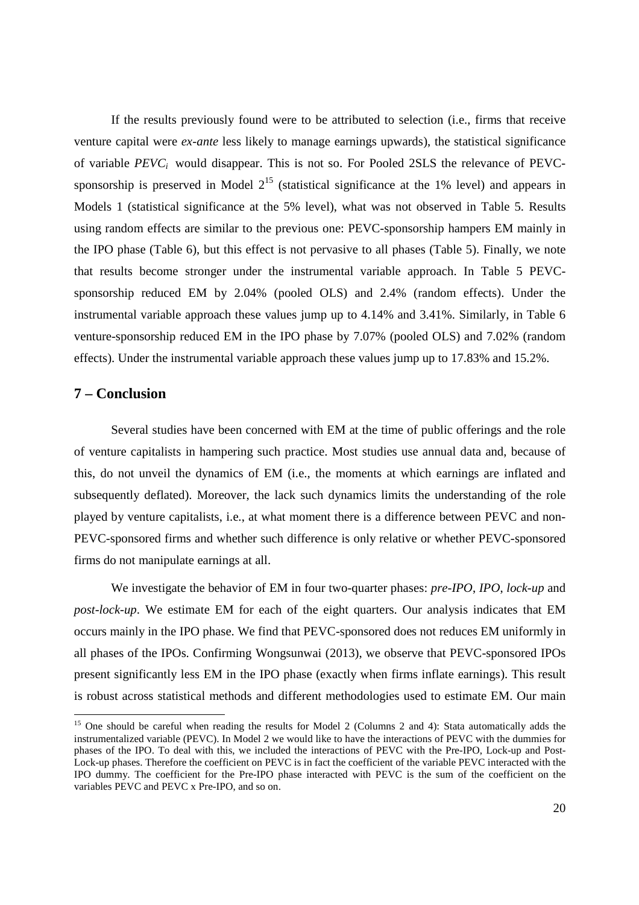If the results previously found were to be attributed to selection (i.e., firms that receive venture capital were *ex-ante* less likely to manage earnings upwards), the statistical significance of variable $PEVC_i$ would disappear. This is not so. For Pooled 2SLS the relevance of PEVC-sponsorship is preserved in Model 2[15] (statistical significance at the 1% level) and appears in Models 1 (statistical significance at the 5% level), what was not observed in Table 5. Results using random effects are similar to the previous one: PEVC-sponsorship hampers EM mainly in the IPO phase (Table 6), but this effect is not pervasive to all phases (Table 5). Finally, we note that results become stronger under the instrumental variable approach. In Table 5 PEVC-sponsorship reduced EM by 2.04% (pooled OLS) and 2.4% (random effects). Under the instrumental variable approach these values jump up to 4.14% and 3.41%. Similarly, in Table 6 venture-sponsorship reduced EM in the IPO phase by 7.07% (pooled OLS) and 7.02% (random effects). Under the instrumental variable approach these values jump up to 17.83% and 15.2%.

## 7 – Conclusion

Several studies have been concerned with EM at the time of public offerings and the role of venture capitalists in hampering such practice. Most studies use annual data and, because of this, do not unveil the dynamics of EM (i.e., the moments at which earnings are inflated and subsequently deflated). Moreover, the lack such dynamics limits the understanding of the role played by venture capitalists, i.e., at what moment there is a difference between PEVC and non-PEVC-sponsored firms and whether such difference is only relative or whether PEVC-sponsored firms do not manipulate earnings at all.

We investigate the behavior of EM in four two-quarter phases: *pre-IPO*, *IPO*, *lock-up* and *post-lock-up*. We estimate EM for each of the eight quarters. Our analysis indicates that EM occurs mainly in the IPO phase. We find that PEVC-sponsored does not reduces EM uniformly in all phases of the IPOs. Confirming Wongsunwai (2013), we observe that PEVC-sponsored IPOs present significantly less EM in the IPO phase (exactly when firms inflate earnings). This result is robust across statistical methods and different methodologies used to estimate EM. Our main

[15] One should be careful when reading the results for Model 2 (Columns 2 and 4): Stata automatically adds the instrumentalized variable (PEVC). In Model 2 we would like to have the interactions of PEVC with the dummies for phases of the IPO. To deal with this, we included the interactions of PEVC with the Pre-IPO, Lock-up and Post-Lock-up phases. Therefore the coefficient on PEVC is in fact the coefficient of the variable PEVC interacted with the IPO dummy. The coefficient for the Pre-IPO phase interacted with PEVC is the sum of the coefficient on the variables PEVC and PEVC x Pre-IPO, and so on.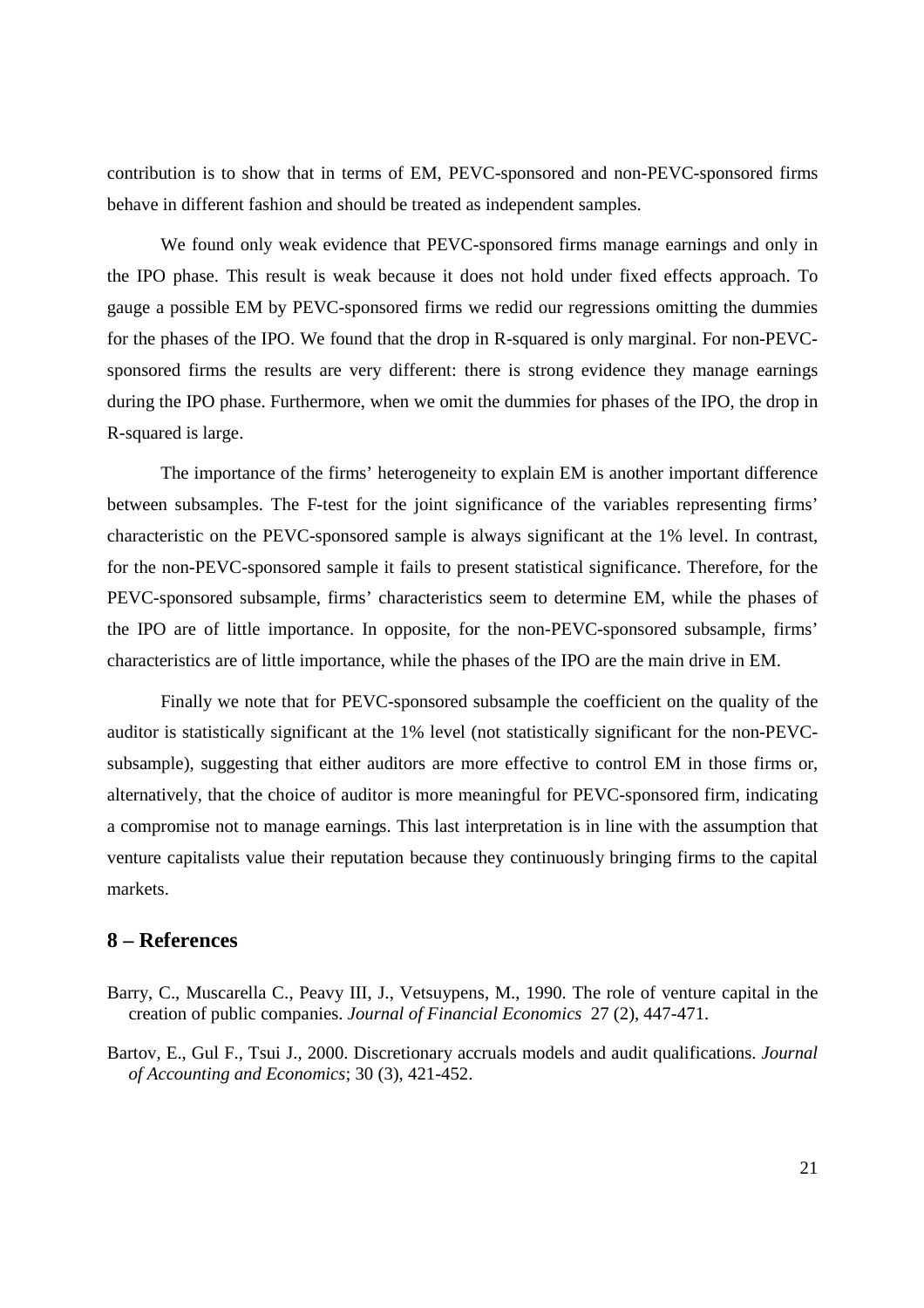contribution is to show that in terms of EM, PEVC-sponsored and non-PEVC-sponsored firms behave in different fashion and should be treated as independent samples.

We found only weak evidence that PEVC-sponsored firms manage earnings and only in the IPO phase. This result is weak because it does not hold under fixed effects approach. To gauge a possible EM by PEVC-sponsored firms we redid our regressions omitting the dummies for the phases of the IPO. We found that the drop in R-squared is only marginal. For non-PEVC-sponsored firms the results are very different: there is strong evidence they manage earnings during the IPO phase. Furthermore, when we omit the dummies for phases of the IPO, the drop in R-squared is large.

The importance of the firms' heterogeneity to explain EM is another important difference between subsamples. The F-test for the joint significance of the variables representing firms' characteristic on the PEVC-sponsored sample is always significant at the 1% level. In contrast, for the non-PEVC-sponsored sample it fails to present statistical significance. Therefore, for the PEVC-sponsored subsample, firms' characteristics seem to determine EM, while the phases of the IPO are of little importance. In opposite, for the non-PEVC-sponsored subsample, firms' characteristics are of little importance, while the phases of the IPO are the main drive in EM.

Finally we note that for PEVC-sponsored subsample the coefficient on the quality of the auditor is statistically significant at the 1% level (not statistically significant for the non-PEVC-subsample), suggesting that either auditors are more effective to control EM in those firms or, alternatively, that the choice of auditor is more meaningful for PEVC-sponsored firm, indicating a compromise not to manage earnings. This last interpretation is in line with the assumption that venture capitalists value their reputation because they continuously bringing firms to the capital markets.

## 8 – References

Barry, C., Muscarella C., Peavy III, J., Vetsuypens, M., 1990. The role of venture capital in the creation of public companies. *Journal of Financial Economics* 27 (2), 447-471.

Bartov, E., Gul F., Tsui J., 2000. Discretionary accruals models and audit qualifications. *Journal of Accounting and Economics*; 30 (3), 421-452.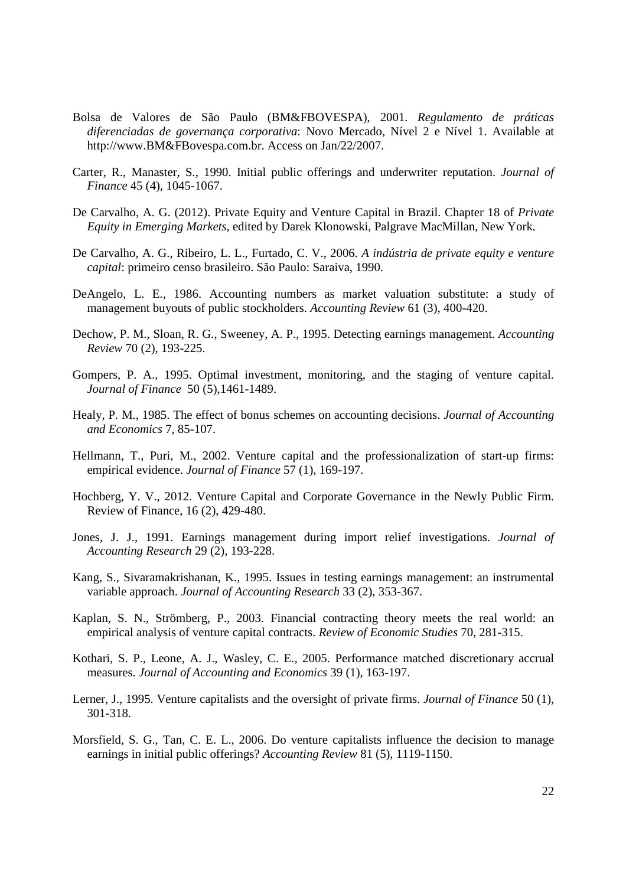Bolsa de Valores de São Paulo (BM&FBOVESPA), 2001. *Regulamento de práticas diferenciadas de governança corporativa*: Novo Mercado, Nível 2 e Nível 1. Available at http://www.BM&FBovespa.com.br. Access on Jan/22/2007.

Carter, R., Manaster, S., 1990. Initial public offerings and underwriter reputation. *Journal of Finance* 45 (4), 1045-1067.

De Carvalho, A. G. (2012). Private Equity and Venture Capital in Brazil. Chapter 18 of *Private Equity in Emerging Markets*, edited by Darek Klonowski, Palgrave MacMillan, New York.

De Carvalho, A. G., Ribeiro, L. L., Furtado, C. V., 2006. *A indústria de private equity e venture capital*: primeiro censo brasileiro. São Paulo: Saraiva, 1990.

DeAngelo, L. E., 1986. Accounting numbers as market valuation substitute: a study of management buyouts of public stockholders. *Accounting Review* 61 (3), 400-420.

Dechow, P. M., Sloan, R. G., Sweeney, A. P., 1995. Detecting earnings management. *Accounting Review* 70 (2), 193-225.

Gompers, P. A., 1995. Optimal investment, monitoring, and the staging of venture capital. *Journal of Finance* 50 (5),1461-1489.

Healy, P. M., 1985. The effect of bonus schemes on accounting decisions. *Journal of Accounting and Economics* 7, 85-107.

Hellmann, T., Puri, M., 2002. Venture capital and the professionalization of start-up firms: empirical evidence. *Journal of Finance* 57 (1), 169-197.

Hochberg, Y. V., 2012. Venture Capital and Corporate Governance in the Newly Public Firm. Review of Finance, 16 (2), 429-480.

Jones, J. J., 1991. Earnings management during import relief investigations. *Journal of Accounting Research* 29 (2), 193-228.

Kang, S., Sivaramakrishanan, K., 1995. Issues in testing earnings management: an instrumental variable approach. *Journal of Accounting Research* 33 (2), 353-367.

Kaplan, S. N., Strömberg, P., 2003. Financial contracting theory meets the real world: an empirical analysis of venture capital contracts. *Review of Economic Studies* 70, 281-315.

Kothari, S. P., Leone, A. J., Wasley, C. E., 2005. Performance matched discretionary accrual measures. *Journal of Accounting and Economics* 39 (1), 163-197.

Lerner, J., 1995. Venture capitalists and the oversight of private firms. *Journal of Finance* 50 (1), 301-318.

Morsfield, S. G., Tan, C. E. L., 2006. Do venture capitalists influence the decision to manage earnings in initial public offerings? *Accounting Review* 81 (5), 1119-1150.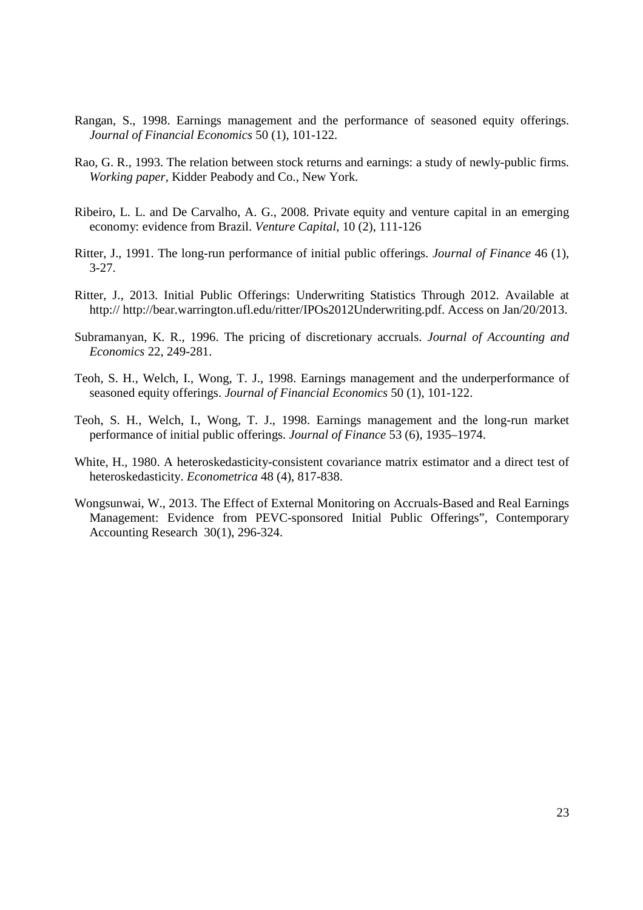Rangan, S., 1998. Earnings management and the performance of seasoned equity offerings. *Journal of Financial Economics* 50 (1), 101-122.

Rao, G. R., 1993. The relation between stock returns and earnings: a study of newly-public firms. *Working paper*, Kidder Peabody and Co., New York.

Ribeiro, L. L. and De Carvalho, A. G., 2008. Private equity and venture capital in an emerging economy: evidence from Brazil. *Venture Capital*, 10 (2), 111-126

Ritter, J., 1991. The long-run performance of initial public offerings. *Journal of Finance* 46 (1), 3-27.

Ritter, J., 2013. Initial Public Offerings: Underwriting Statistics Through 2012. Available at http:// http://bear.warrington.ufl.edu/ritter/IPOs2012Underwriting.pdf. Access on Jan/20/2013.

Subramanyan, K. R., 1996. The pricing of discretionary accruals. *Journal of Accounting and Economics* 22, 249-281.

Teoh, S. H., Welch, I., Wong, T. J., 1998. Earnings management and the underperformance of seasoned equity offerings. *Journal of Financial Economics* 50 (1), 101-122.

Teoh, S. H., Welch, I., Wong, T. J., 1998. Earnings management and the long-run market performance of initial public offerings. *Journal of Finance* 53 (6), 1935–1974.

White, H., 1980. A heteroskedasticity-consistent covariance matrix estimator and a direct test of heteroskedasticity. *Econometrica* 48 (4), 817-838.

Wongsunwai, W., 2013. The Effect of External Monitoring on Accruals-Based and Real Earnings Management: Evidence from PEVC-sponsored Initial Public Offerings", Contemporary Accounting Research 30(1), 296-324.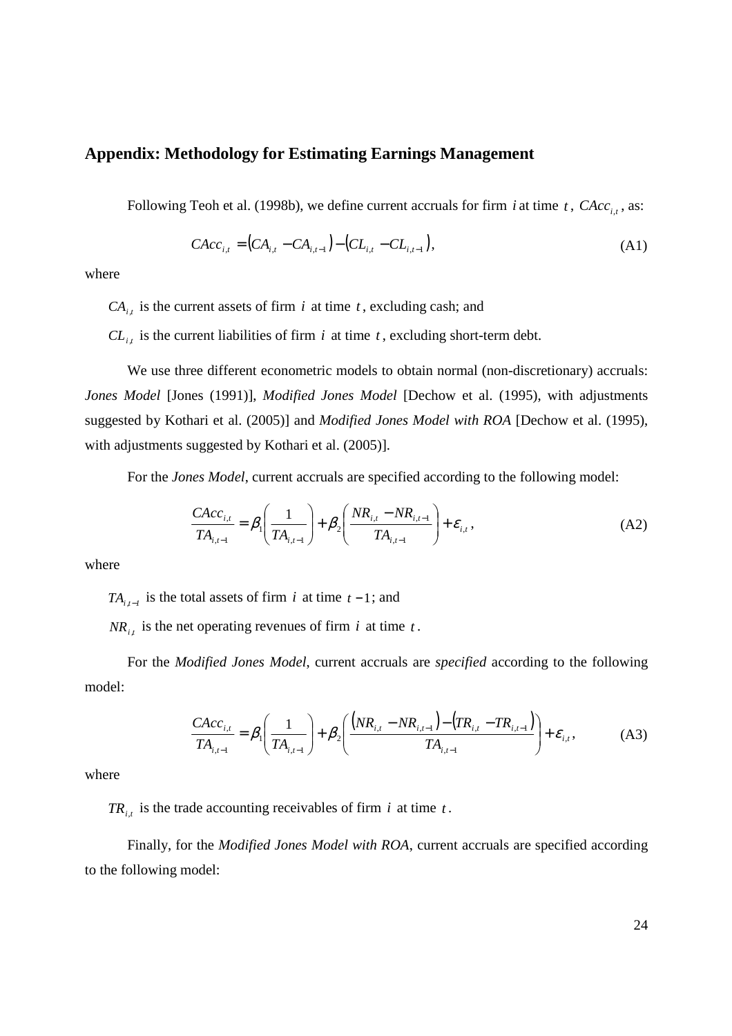## Appendix: Methodology for Estimating Earnings Management

Following Teoh et al. (1998b), we define current accruals for firm $i$ at time $t$, $CAcc_{i,t}$, as:

$$CAcc_{i,t} = (CA_{i,t} - CA_{i,t-1}) - (CL_{i,t} - CL_{i,t-1}), \tag{A1}$$

where

$CA_{i,t}$ is the current assets of firm $i$ at time $t$, excluding cash; and

$CL_{i,t}$ is the current liabilities of firm $i$ at time $t$, excluding short-term debt.

We use three different econometric models to obtain normal (non-discretionary) accruals: *Jones Model* [Jones (1991)], *Modified Jones Model* [Dechow et al. (1995), with adjustments suggested by Kothari et al. (2005)] and *Modified Jones Model with ROA* [Dechow et al. (1995), with adjustments suggested by Kothari et al. (2005)].

For the *Jones Model*, current accruals are specified according to the following model:

$$\frac{CAcc_{i,t}}{TA_{i,t-1}} = \beta_1\left(\frac{1}{TA_{i,t-1}}\right) + \beta_2\left(\frac{NR_{i,t} - NR_{i,t-1}}{TA_{i,t-1}}\right) + \varepsilon_{i,t}, \tag{A2}$$

where

$TA_{i,t-1}$ is the total assets of firm $i$ at time $t-1$; and

$NR_{i,t}$ is the net operating revenues of firm $i$ at time $t$.

For the *Modified Jones Model*, current accruals are *specified* according to the following model:

$$\frac{CAcc_{i,t}}{TA_{i,t-1}} = \beta_1\left(\frac{1}{TA_{i,t-1}}\right) + \beta_2\left(\frac{(NR_{i,t} - NR_{i,t-1}) - (TR_{i,t} - TR_{i,t-1})}{TA_{i,t-1}}\right) + \varepsilon_{i,t}, \tag{A3}$$

where

$TR_{i,t}$ is the trade accounting receivables of firm $i$ at time $t$.

Finally, for the *Modified Jones Model with ROA*, current accruals are specified according to the following model: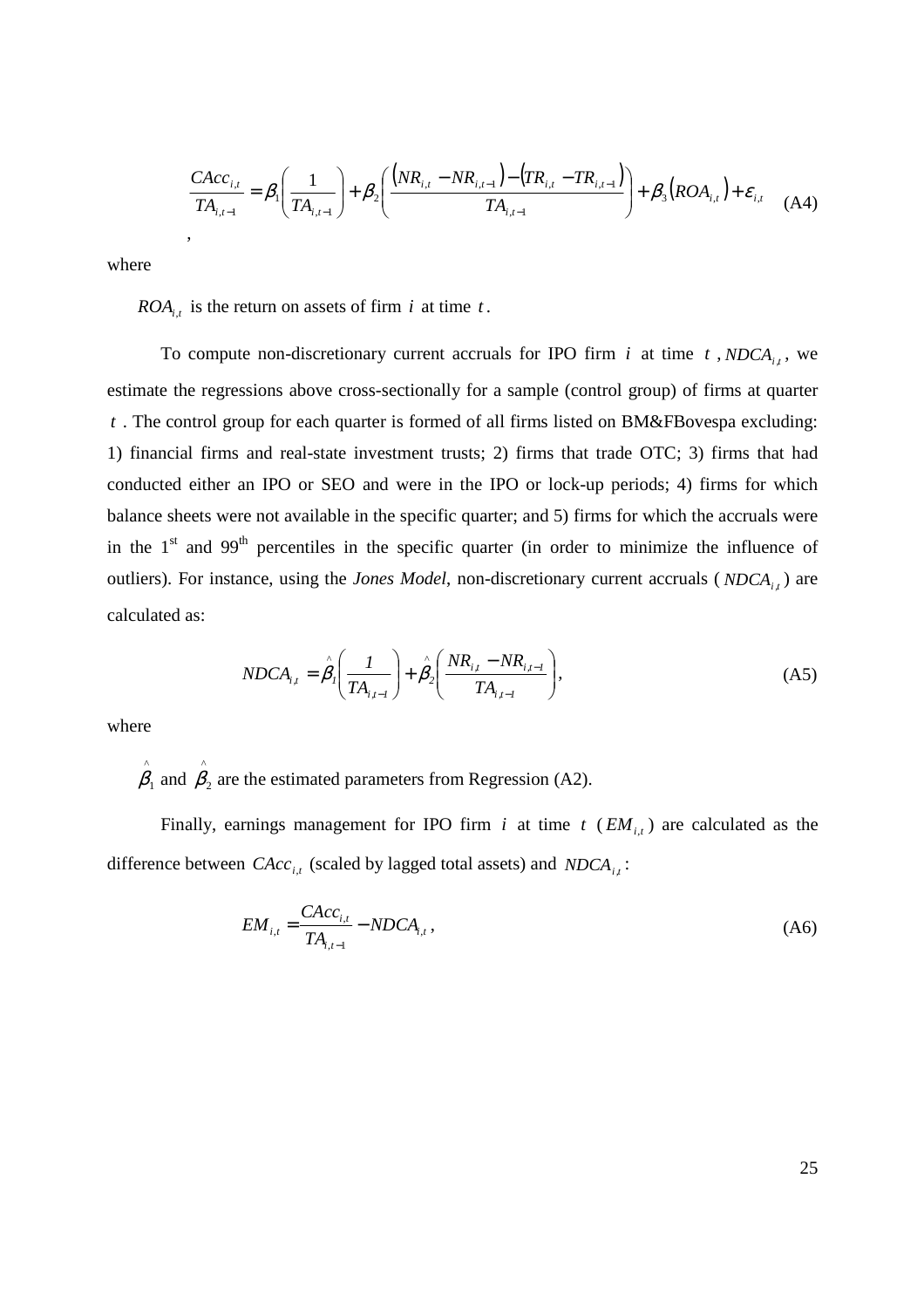$$\frac{CAcc_{i,t}}{TA_{i,t-1}} = \beta_1\left(\frac{1}{TA_{i,t-1}}\right) + \beta_2\left(\frac{(NR_{i,t} - NR_{i,t-1}) - (TR_{i,t} - TR_{i,t-1})}{TA_{i,t-1}}\right) + \beta_3(ROA_{i,t}) + \varepsilon_{i,t} \quad \text{(A4)}$$

,

where

$ROA_{i,t}$ is the return on assets of firm $i$ at time $t$.

To compute non-discretionary current accruals for IPO firm $i$ at time $t$, $NDCA_{i,t}$, we estimate the regressions above cross-sectionally for a sample (control group) of firms at quarter $t$. The control group for each quarter is formed of all firms listed on BM&FBovespa excluding: 1) financial firms and real-state investment trusts; 2) firms that trade OTC; 3) firms that had conducted either an IPO or SEO and were in the IPO or lock-up periods; 4) firms for which balance sheets were not available in the specific quarter; and 5) firms for which the accruals were in the 1st and 99th percentiles in the specific quarter (in order to minimize the influence of outliers). For instance, using the *Jones Model*, non-discretionary current accruals ($NDCA_{i,t}$) are calculated as:

$$NDCA_{i,t} = \hat{\beta}_1\left(\frac{1}{TA_{i,t-1}}\right) + \hat{\beta}_2\left(\frac{NR_{i,t} - NR_{i,t-1}}{TA_{i,t-1}}\right), \quad \text{(A5)}$$

where

$\hat{\beta}_1$ and $\hat{\beta}_2$ are the estimated parameters from Regression (A2).

Finally, earnings management for IPO firm $i$ at time $t$ ($EM_{i,t}$) are calculated as the difference between $CAcc_{i,t}$ (scaled by lagged total assets) and $NDCA_{i,t}$:

$$EM_{i,t} = \frac{CAcc_{i,t}}{TA_{i,t-1}} - NDCA_{i,t}, \quad \text{(A6)}$$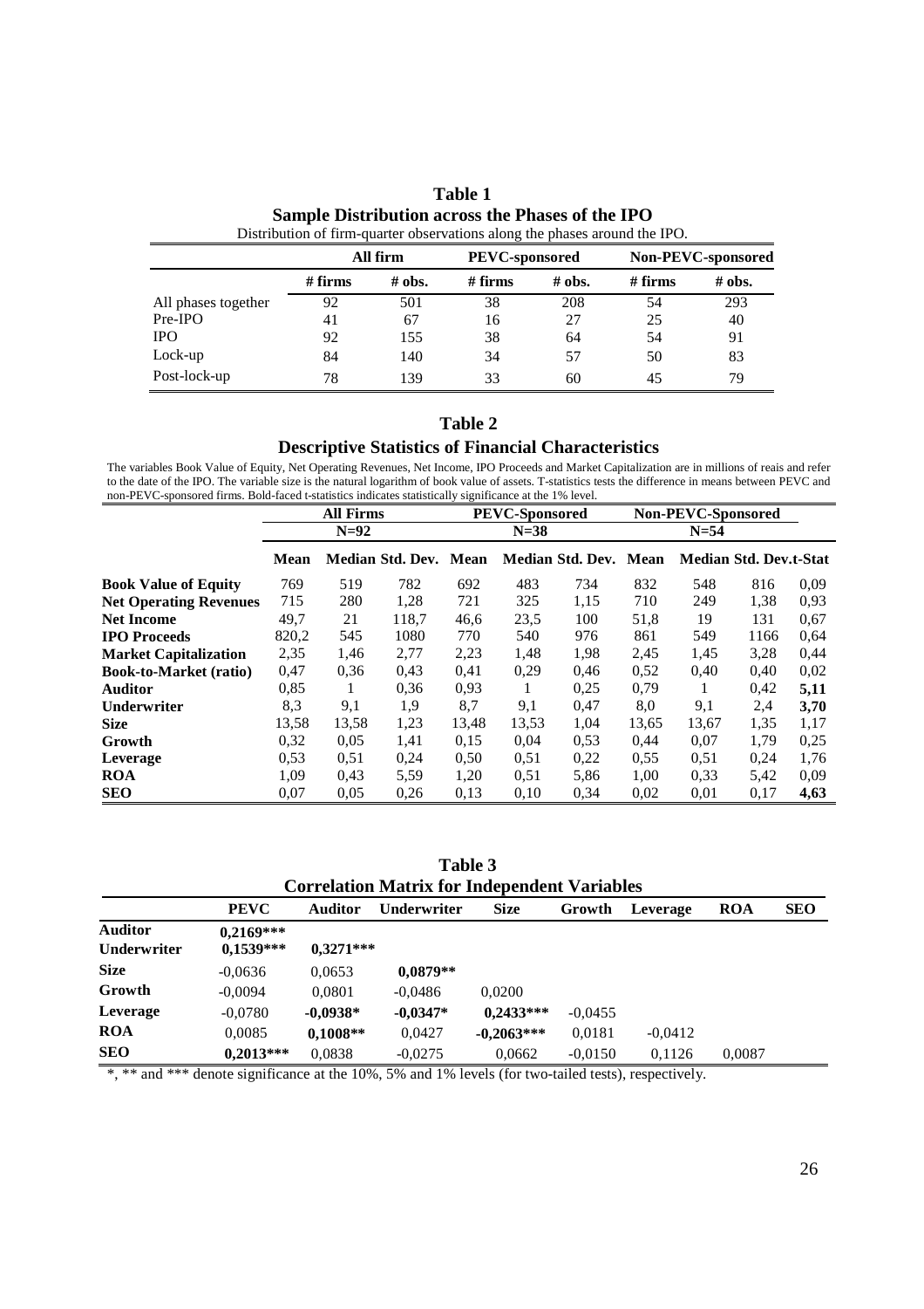**Table 1**
**Sample Distribution across the Phases of the IPO**

Distribution of firm-quarter observations along the phases around the IPO.

| | All firm | | PEVC-sponsored | | Non-PEVC-sponsored | |
|---|---|---|---|---|---|---|
| | # firms | # obs. | # firms | # obs. | # firms | # obs. |
| All phases together | 92 | 501 | 38 | 208 | 54 | 293 |
| Pre-IPO | 41 | 67 | 16 | 27 | 25 | 40 |
| IPO | 92 | 155 | 38 | 64 | 54 | 91 |
| Lock-up | 84 | 140 | 34 | 57 | 50 | 83 |
| Post-lock-up | 78 | 139 | 33 | 60 | 45 | 79 |

**Table 2**
**Descriptive Statistics of Financial Characteristics**

The variables Book Value of Equity, Net Operating Revenues, Net Income, IPO Proceeds and Market Capitalization are in millions of reais and refer to the date of the IPO. The variable size is the natural logarithm of book value of assets. T-statistics tests the difference in means between PEVC and non-PEVC-sponsored firms. Bold-faced t-statistics indicates statistically significance at the 1% level.

| | All Firms N=92 | | | PEVC-Sponsored N=38 | | | Non-PEVC-Sponsored N=54 | | | |
|---|---|---|---|---|---|---|---|---|---|---|
| | Mean | Median | Std. Dev. | Mean | Median | Std. Dev. | Mean | Median | Std. Dev. | t-Stat |
| **Book Value of Equity** | 769 | 519 | 782 | 692 | 483 | 734 | 832 | 548 | 816 | 0,09 |
| **Net Operating Revenues** | 715 | 280 | 1,28 | 721 | 325 | 1,15 | 710 | 249 | 1,38 | 0,93 |
| **Net Income** | 49,7 | 21 | 118,7 | 46,6 | 23,5 | 100 | 51,8 | 19 | 131 | 0,67 |
| **IPO Proceeds** | 820,2 | 545 | 1080 | 770 | 540 | 976 | 861 | 549 | 1166 | 0,64 |
| **Market Capitalization** | 2,35 | 1,46 | 2,77 | 2,23 | 1,48 | 1,98 | 2,45 | 1,45 | 3,28 | 0,44 |
| **Book-to-Market (ratio)** | 0,47 | 0,36 | 0,43 | 0,41 | 0,29 | 0,46 | 0,52 | 0,40 | 0,40 | 0,02 |
| **Auditor** | 0,85 | 1 | 0,36 | 0,93 | 1 | 0,25 | 0,79 | 1 | 0,42 | **5,11** |
| **Underwriter** | 8,3 | 9,1 | 1,9 | 8,7 | 9,1 | 0,47 | 8,0 | 9,1 | 2,4 | **3,70** |
| **Size** | 13,58 | 13,58 | 1,23 | 13,48 | 13,53 | 1,04 | 13,65 | 13,67 | 1,35 | 1,17 |
| **Growth** | 0,32 | 0,05 | 1,41 | 0,15 | 0,04 | 0,53 | 0,44 | 0,07 | 1,79 | 0,25 |
| **Leverage** | 0,53 | 0,51 | 0,24 | 0,50 | 0,51 | 0,22 | 0,55 | 0,51 | 0,24 | 1,76 |
| **ROA** | 1,09 | 0,43 | 5,59 | 1,20 | 0,51 | 5,86 | 1,00 | 0,33 | 5,42 | 0,09 |
| **SEO** | 0,07 | 0,05 | 0,26 | 0,13 | 0,10 | 0,34 | 0,02 | 0,01 | 0,17 | **4,63** |

**Table 3**
**Correlation Matrix for Independent Variables**

| | PEVC | Auditor | Underwriter | Size | Growth | Leverage | ROA | SEO |
|---|---|---|---|---|---|---|---|---|
| **Auditor** | **0,2169***** | | | | | | | |
| **Underwriter** | **0,1539***** | **0,3271***** | | | | | | |
| **Size** | -0,0636 | 0,0653 | **0,0879**** | | | | | |
| **Growth** | -0,0094 | 0,0801 | -0,0486 | 0,0200 | | | | |
| **Leverage** | -0,0780 | **-0,0938*** | **-0,0347*** | **0,2433***** | -0,0455 | | | |
| **ROA** | 0,0085 | **0,1008**** | 0,0427 | **-0,2063***** | 0,0181 | -0,0412 | | |
| **SEO** | **0,2013***** | 0,0838 | -0,0275 | 0,0662 | -0,0150 | 0,1126 | 0,0087 | |

*, ** and *** denote significance at the 10%, 5% and 1% levels (for two-tailed tests), respectively.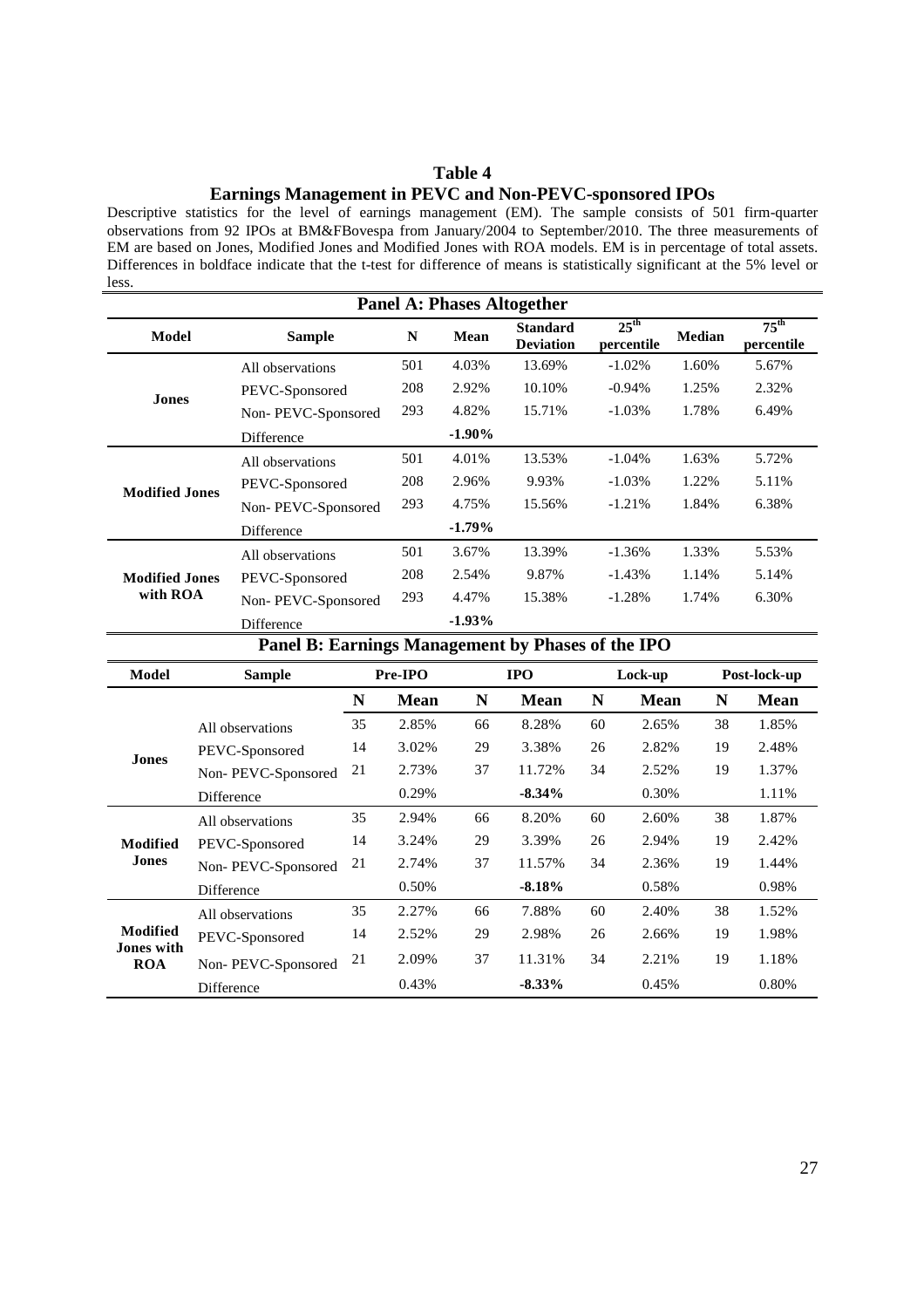**Table 4**

**Earnings Management in PEVC and Non-PEVC-sponsored IPOs**

Descriptive statistics for the level of earnings management (EM). The sample consists of 501 firm-quarter observations from 92 IPOs at BM&FBovespa from January/2004 to September/2010. The three measurements of EM are based on Jones, Modified Jones and Modified Jones with ROA models. EM is in percentage of total assets. Differences in boldface indicate that the t-test for difference of means is statistically significant at the 5% level or less.

**Panel A: Phases Altogether**

| Model | Sample | N | Mean | Standard Deviation | 25th percentile | Median | 75th percentile |
|---|---|---|---|---|---|---|---|
| Jones | All observations | 501 | 4.03% | 13.69% | -1.02% | 1.60% | 5.67% |
| | PEVC-Sponsored | 208 | 2.92% | 10.10% | -0.94% | 1.25% | 2.32% |
| | Non- PEVC-Sponsored | 293 | 4.82% | 15.71% | -1.03% | 1.78% | 6.49% |
| | Difference | | **-1.90%** | | | | |
| Modified Jones | All observations | 501 | 4.01% | 13.53% | -1.04% | 1.63% | 5.72% |
| | PEVC-Sponsored | 208 | 2.96% | 9.93% | -1.03% | 1.22% | 5.11% |
| | Non- PEVC-Sponsored | 293 | 4.75% | 15.56% | -1.21% | 1.84% | 6.38% |
| | Difference | | **-1.79%** | | | | |
| Modified Jones with ROA | All observations | 501 | 3.67% | 13.39% | -1.36% | 1.33% | 5.53% |
| | PEVC-Sponsored | 208 | 2.54% | 9.87% | -1.43% | 1.14% | 5.14% |
| | Non- PEVC-Sponsored | 293 | 4.47% | 15.38% | -1.28% | 1.74% | 6.30% |
| | Difference | | **-1.93%** | | | | |

**Panel B: Earnings Management by Phases of the IPO**

| Model | Sample | Pre-IPO | | IPO | | Lock-up | | Post-lock-up | |
|---|---|---|---|---|---|---|---|---|---|
| | | N | Mean | N | Mean | N | Mean | N | Mean |
| Jones | All observations | 35 | 2.85% | 66 | 8.28% | 60 | 2.65% | 38 | 1.85% |
| | PEVC-Sponsored | 14 | 3.02% | 29 | 3.38% | 26 | 2.82% | 19 | 2.48% |
| | Non- PEVC-Sponsored | 21 | 2.73% | 37 | 11.72% | 34 | 2.52% | 19 | 1.37% |
| | Difference | | 0.29% | | **-8.34%** | | 0.30% | | 1.11% |
| Modified Jones | All observations | 35 | 2.94% | 66 | 8.20% | 60 | 2.60% | 38 | 1.87% |
| | PEVC-Sponsored | 14 | 3.24% | 29 | 3.39% | 26 | 2.94% | 19 | 2.42% |
| | Non- PEVC-Sponsored | 21 | 2.74% | 37 | 11.57% | 34 | 2.36% | 19 | 1.44% |
| | Difference | | 0.50% | | **-8.18%** | | 0.58% | | 0.98% |
| Modified Jones with ROA | All observations | 35 | 2.27% | 66 | 7.88% | 60 | 2.40% | 38 | 1.52% |
| | PEVC-Sponsored | 14 | 2.52% | 29 | 2.98% | 26 | 2.66% | 19 | 1.98% |
| | Non- PEVC-Sponsored | 21 | 2.09% | 37 | 11.31% | 34 | 2.21% | 19 | 1.18% |
| | Difference | | 0.43% | | **-8.33%** | | 0.45% | | 0.80% |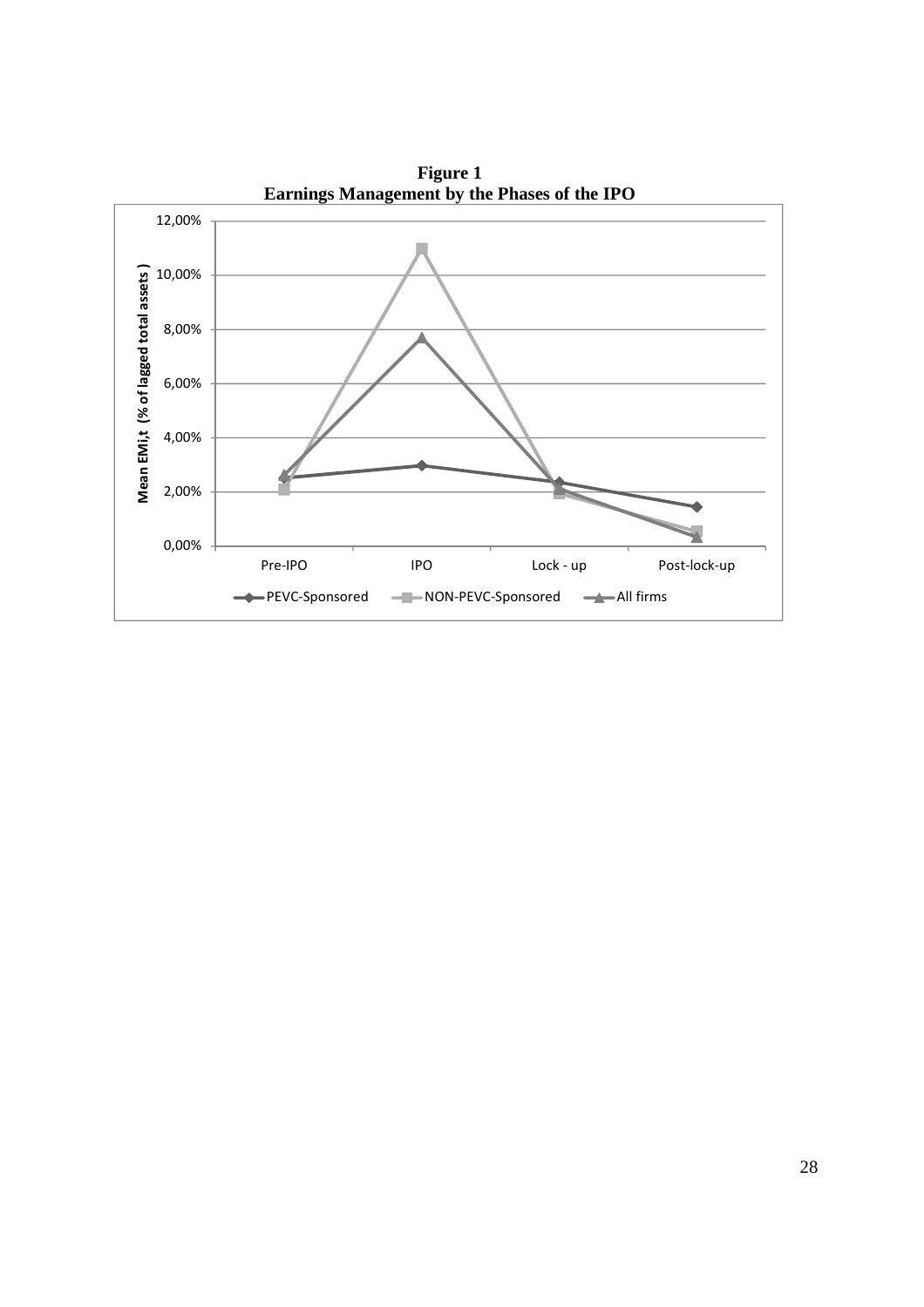**Figure 1**
**Earnings Management by the Phases of the IPO**

Mean EMi,t (% of lagged total assets )

12,00%
10,00%
8,00%
6,00%
4,00%
2,00%
0,00%

Pre-IPO
IPO
Lock - up
Post-lock-up

PEVC-Sponsored
NON-PEVC-Sponsored
All firms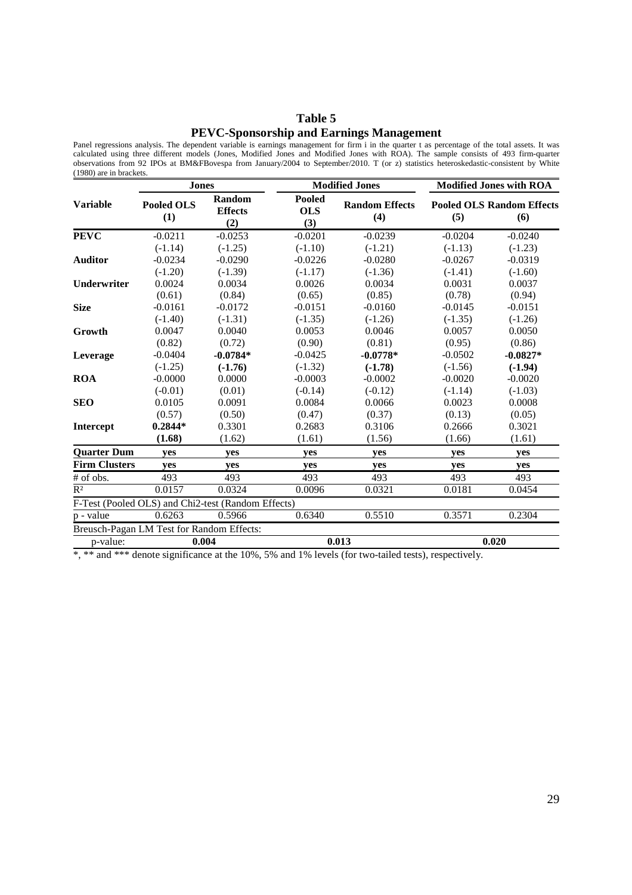# Table 5

## PEVC-Sponsorship and Earnings Management

Panel regressions analysis. The dependent variable is earnings management for firm i in the quarter t as percentage of the total assets. It was calculated using three different models (Jones, Modified Jones and Modified Jones with ROA). The sample consists of 493 firm-quarter observations from 92 IPOs at BM&FBovespa from January/2004 to September/2010. T (or z) statistics heteroskedastic-consistent by White (1980) are in brackets.

| | Jones | | Modified Jones | | Modified Jones with ROA | |
|---|---|---|---|---|---|---|
| **Variable** | **Pooled OLS (1)** | **Random Effects (2)** | **Pooled OLS (3)** | **Random Effects (4)** | **Pooled OLS (5)** | **Random Effects (6)** |
| **PEVC** | -0.0211 | -0.0253 | -0.0201 | -0.0239 | -0.0204 | -0.0240 |
| | (-1.14) | (-1.25) | (-1.10) | (-1.21) | (-1.13) | (-1.23) |
| **Auditor** | -0.0234 | -0.0290 | -0.0226 | -0.0280 | -0.0267 | -0.0319 |
| | (-1.20) | (-1.39) | (-1.17) | (-1.36) | (-1.41) | (-1.60) |
| **Underwriter** | 0.0024 | 0.0034 | 0.0026 | 0.0034 | 0.0031 | 0.0037 |
| | (0.61) | (0.84) | (0.65) | (0.85) | (0.78) | (0.94) |
| **Size** | -0.0161 | -0.0172 | -0.0151 | -0.0160 | -0.0145 | -0.0151 |
| | (-1.40) | (-1.31) | (-1.35) | (-1.26) | (-1.35) | (-1.26) |
| **Growth** | 0.0047 | 0.0040 | 0.0053 | 0.0046 | 0.0057 | 0.0050 |
| | (0.82) | (0.72) | (0.90) | (0.81) | (0.95) | (0.86) |
| **Leverage** | -0.0404 | **-0.0784*** | -0.0425 | **-0.0778*** | -0.0502 | **-0.0827*** |
| | (-1.25) | **(-1.76)** | (-1.32) | **(-1.78)** | (-1.56) | **(-1.94)** |
| **ROA** | -0.0000 | 0.0000 | -0.0003 | -0.0002 | -0.0020 | -0.0020 |
| | (-0.01) | (0.01) | (-0.14) | (-0.12) | (-1.14) | (-1.03) |
| **SEO** | 0.0105 | 0.0091 | 0.0084 | 0.0066 | 0.0023 | 0.0008 |
| | (0.57) | (0.50) | (0.47) | (0.37) | (0.13) | (0.05) |
| **Intercept** | **0.2844*** | 0.3301 | 0.2683 | 0.3106 | 0.2666 | 0.3021 |
| | **(1.68)** | (1.62) | (1.61) | (1.56) | (1.66) | (1.61) |
| **Quarter Dum** | yes | yes | yes | yes | yes | yes |
| **Firm Clusters** | yes | yes | yes | yes | yes | yes |
| # of obs. | 493 | 493 | 493 | 493 | 493 | 493 |
| $R^2$ | 0.0157 | 0.0324 | 0.0096 | 0.0321 | 0.0181 | 0.0454 |
| F-Test (Pooled OLS) and Chi2-test (Random Effects) | | | | | | |
| p - value | 0.6263 | 0.5966 | 0.6340 | 0.5510 | 0.3571 | 0.2304 |
| Breusch-Pagan LM Test for Random Effects: | | | | | | |
| p-value: | 0.004 | | 0.013 | | 0.020 | |

*, ** and *** denote significance at the 10%, 5% and 1% levels (for two-tailed tests), respectively.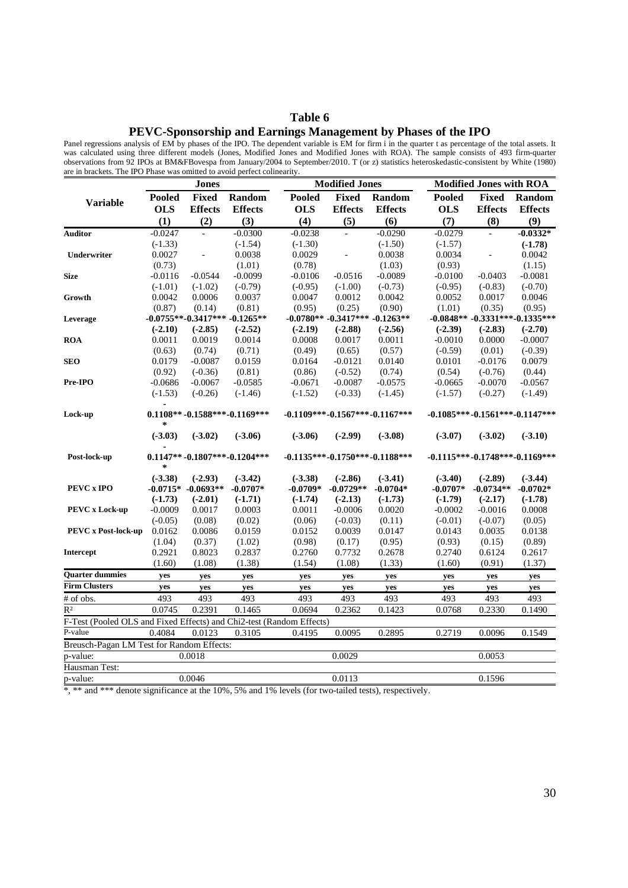# Table 6

## PEVC-Sponsorship and Earnings Management by Phases of the IPO

Panel regressions analysis of EM by phases of the IPO. The dependent variable is EM for firm i in the quarter t as percentage of the total assets. It was calculated using three different models (Jones, Modified Jones and Modified Jones with ROA). The sample consists of 493 firm-quarter observations from 92 IPOs at BM&FBovespa from January/2004 to September/2010. T (or z) statistics heteroskedastic-consistent by White (1980) are in brackets. The IPO Phase was omitted to avoid perfect colinearity.

| Variable | Jones | | | Modified Jones | | | Modified Jones with ROA | | |
|---|---|---|---|---|---|---|---|---|---|
| | Pooled OLS | Fixed Effects | Random Effects | Pooled OLS | Fixed Effects | Random Effects | Pooled OLS | Fixed Effects | Random Effects |
| | (1) | (2) | (3) | (4) | (5) | (6) | (7) | (8) | (9) |
| **Auditor** | -0.0247 | - | -0.0300 | -0.0238 | - | -0.0290 | -0.0279 | - | **-0.0332*** |
| | (-1.33) | | (-1.54) | (-1.30) | | (-1.50) | (-1.57) | | **(-1.78)** |
| **Underwriter** | 0.0027 | - | 0.0038 | 0.0029 | - | 0.0038 | 0.0034 | - | 0.0042 |
| | (0.73) | | (1.01) | (0.78) | | (1.03) | (0.93) | | (1.15) |
| **Size** | -0.0116 | -0.0544 | -0.0099 | -0.0106 | -0.0516 | -0.0089 | -0.0100 | -0.0403 | -0.0081 |
| | (-1.01) | (-1.02) | (-0.79) | (-0.95) | (-1.00) | (-0.73) | (-0.95) | (-0.83) | (-0.70) |
| **Growth** | 0.0042 | 0.0006 | 0.0037 | 0.0047 | 0.0012 | 0.0042 | 0.0052 | 0.0017 | 0.0046 |
| | (0.87) | (0.14) | (0.81) | (0.95) | (0.25) | (0.90) | (1.01) | (0.35) | (0.95) |
| **Leverage** | **-0.0755**** | **-0.3417***** | **-0.1265**** | **-0.0780**** | **-0.3417***** | **-0.1263**** | **-0.0848**** | **-0.3331***** | **-0.1335***** |
| | **(-2.10)** | **(-2.85)** | **(-2.52)** | **(-2.19)** | **(-2.88)** | **(-2.56)** | **(-2.39)** | **(-2.83)** | **(-2.70)** |
| **ROA** | 0.0011 | 0.0019 | 0.0014 | 0.0008 | 0.0017 | 0.0011 | -0.0010 | 0.0000 | -0.0007 |
| | (0.63) | (0.74) | (0.71) | (0.49) | (0.65) | (0.57) | (-0.59) | (0.01) | (-0.39) |
| **SEO** | 0.0179 | -0.0087 | 0.0159 | 0.0164 | -0.0121 | 0.0140 | 0.0101 | -0.0176 | 0.0079 |
| | (0.92) | (-0.36) | (0.81) | (0.86) | (-0.52) | (0.74) | (0.54) | (-0.76) | (0.44) |
| **Pre-IPO** | -0.0686 | -0.0067 | -0.0585 | -0.0671 | -0.0087 | -0.0575 | -0.0665 | -0.0070 | -0.0567 |
| | (-1.53) | (-0.26) | (-1.46) | (-1.52) | (-0.33) | (-1.45) | (-1.57) | (-0.27) | (-1.49) |
| **Lock-up** | **-0.1108***** | **-0.1588***** | **-0.1169***** | **-0.1109***** | **-0.1567***** | **-0.1167***** | **-0.1085***** | **-0.1561***** | **-0.1147***** |
| | **(-3.03)** | **(-3.02)** | **(-3.06)** | **(-3.06)** | **(-2.99)** | **(-3.08)** | **(-3.07)** | **(-3.02)** | **(-3.10)** |
| **Post-lock-up** | **-0.1147***** | **-0.1807***** | **-0.1204***** | **-0.1135***** | **-0.1750***** | **-0.1188***** | **-0.1115***** | **-0.1748***** | **-0.1169***** |
| | **(-3.38)** | **(-2.93)** | **(-3.42)** | **(-3.38)** | **(-2.86)** | **(-3.41)** | **(-3.40)** | **(-2.89)** | **(-3.44)** |
| **PEVC x IPO** | **-0.0715*** | **-0.0693**** | **-0.0707*** | **-0.0709*** | **-0.0729**** | **-0.0704*** | **-0.0707*** | **-0.0734**** | **-0.0702*** |
| | **(-1.73)** | **(-2.01)** | **(-1.71)** | **(-1.74)** | **(-2.13)** | **(-1.73)** | **(-1.79)** | **(-2.17)** | **(-1.78)** |
| **PEVC x Lock-up** | -0.0009 | 0.0017 | 0.0003 | 0.0011 | -0.0006 | 0.0020 | -0.0002 | -0.0016 | 0.0008 |
| | (-0.05) | (0.08) | (0.02) | (0.06) | (-0.03) | (0.11) | (-0.01) | (-0.07) | (0.05) |
| **PEVC x Post-lock-up** | 0.0162 | 0.0086 | 0.0159 | 0.0152 | 0.0039 | 0.0147 | 0.0143 | 0.0035 | 0.0138 |
| | (1.04) | (0.37) | (1.02) | (0.98) | (0.17) | (0.95) | (0.93) | (0.15) | (0.89) |
| **Intercept** | 0.2921 | 0.8023 | 0.2837 | 0.2760 | 0.7732 | 0.2678 | 0.2740 | 0.6124 | 0.2617 |
| | (1.60) | (1.08) | (1.38) | (1.54) | (1.08) | (1.33) | (1.60) | (0.91) | (1.37) |
| **Quarter dummies** | yes | yes | yes | yes | yes | yes | yes | yes | yes |
| **Firm Clusters** | yes | yes | yes | yes | yes | yes | yes | yes | yes |
| # of obs. | 493 | 493 | 493 | 493 | 493 | 493 | 493 | 493 | 493 |
| $R^2$ | 0.0745 | 0.2391 | 0.1465 | 0.0694 | 0.2362 | 0.1423 | 0.0768 | 0.2330 | 0.1490 |
| F-Test (Pooled OLS and Fixed Effects) and Chi2-test (Random Effects) | | | | | | | | | |
| P-value | 0.4084 | 0.0123 | 0.3105 | 0.4195 | 0.0095 | 0.2895 | 0.2719 | 0.0096 | 0.1549 |
| Breusch-Pagan LM Test for Random Effects: | | | | | | | | | |
| p-value: | | 0.0018 | | | 0.0029 | | | 0.0053 | |
| Hausman Test: | | | | | | | | | |
| p-value: | | 0.0046 | | | 0.0113 | | | 0.1596 | |

*, ** and *** denote significance at the 10%, 5% and 1% levels (for two-tailed tests), respectively.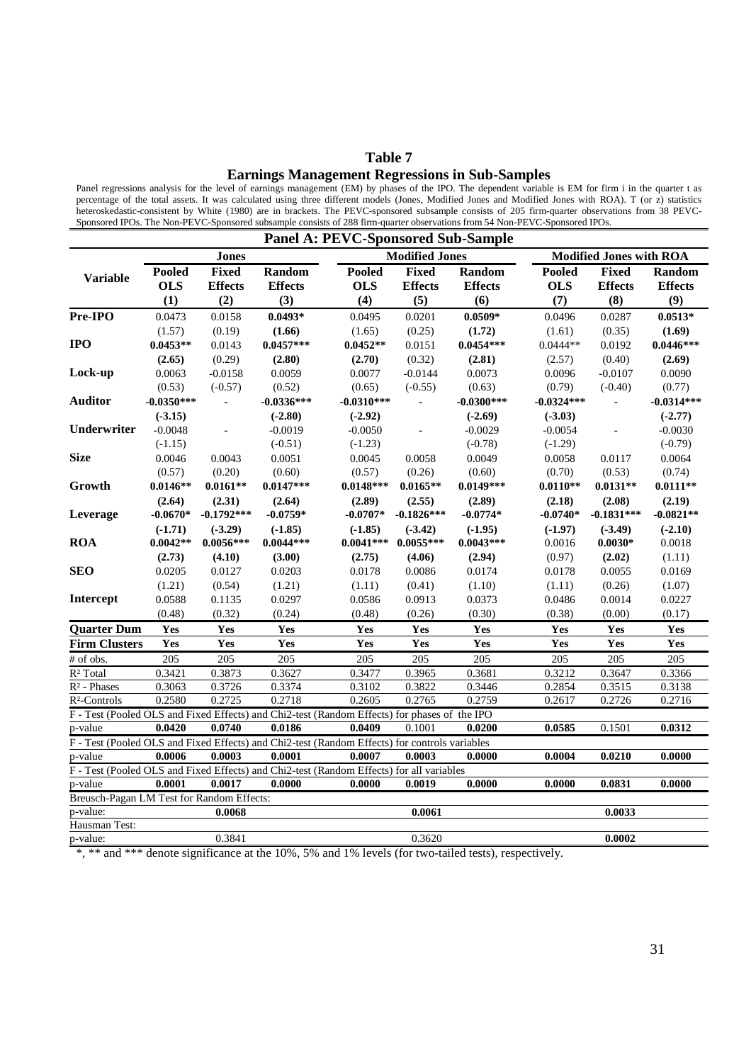# Table 7

## Earnings Management Regressions in Sub-Samples

Panel regressions analysis for the level of earnings management (EM) by phases of the IPO. The dependent variable is EM for firm i in the quarter t as percentage of the total assets. It was calculated using three different models (Jones, Modified Jones and Modified Jones with ROA). T (or z) statistics heteroskedastic-consistent by White (1980) are in brackets. The PEVC-sponsored subsample consists of 205 firm-quarter observations from 38 PEVC-Sponsored IPOs. The Non-PEVC-Sponsored subsample consists of 288 firm-quarter observations from 54 Non-PEVC-Sponsored IPOs.

**Panel A: PEVC-Sponsored Sub-Sample**

| Variable | Jones | | | Modified Jones | | | Modified Jones with ROA | | |
|---|---|---|---|---|---|---|---|---|---|
| | Pooled OLS | Fixed Effects | Random Effects | Pooled OLS | Fixed Effects | Random Effects | Pooled OLS | Fixed Effects | Random Effects |
| | (1) | (2) | (3) | (4) | (5) | (6) | (7) | (8) | (9) |
| **Pre-IPO** | 0.0473 | 0.0158 | **0.0493*** | 0.0495 | 0.0201 | **0.0509*** | 0.0496 | 0.0287 | **0.0513*** |
| | (1.57) | (0.19) | **(1.66)** | (1.65) | (0.25) | **(1.72)** | (1.61) | (0.35) | **(1.69)** |
| **IPO** | **0.0453**** | 0.0143 | **0.0457***** | **0.0452**** | 0.0151 | **0.0454***** | 0.0444** | 0.0192 | **0.0446***** |
| | **(2.65)** | (0.29) | **(2.80)** | **(2.70)** | (0.32) | **(2.81)** | (2.57) | (0.40) | **(2.69)** |
| **Lock-up** | 0.0063 | -0.0158 | 0.0059 | 0.0077 | -0.0144 | 0.0073 | 0.0096 | -0.0107 | 0.0090 |
| | (0.53) | (-0.57) | (0.52) | (0.65) | (-0.55) | (0.63) | (0.79) | (-0.40) | (0.77) |
| **Auditor** | **-0.0350***** | - | **-0.0336***** | **-0.0310***** | - | **-0.0300***** | **-0.0324***** | - | **-0.0314***** |
| | **(-3.15)** | | **(-2.80)** | **(-2.92)** | | **(-2.69)** | **(-3.03)** | | **(-2.77)** |
| **Underwriter** | -0.0048 | - | -0.0019 | -0.0050 | - | -0.0029 | -0.0054 | - | -0.0030 |
| | (-1.15) | | (-0.51) | (-1.23) | | (-0.78) | (-1.29) | | (-0.79) |
| **Size** | 0.0046 | 0.0043 | 0.0051 | 0.0045 | 0.0058 | 0.0049 | 0.0058 | 0.0117 | 0.0064 |
| | (0.57) | (0.20) | (0.60) | (0.57) | (0.26) | (0.60) | (0.70) | (0.53) | (0.74) |
| **Growth** | **0.0146**** | **0.0161**** | **0.0147***** | **0.0148***** | **0.0165**** | **0.0149***** | **0.0110**** | **0.0131**** | **0.0111**** |
| | **(2.64)** | **(2.31)** | **(2.64)** | **(2.89)** | **(2.55)** | **(2.89)** | **(2.18)** | **(2.08)** | **(2.19)** |
| **Leverage** | **-0.0670*** | **-0.1792***** | **-0.0759*** | **-0.0707*** | **-0.1826***** | **-0.0774*** | **-0.0740*** | **-0.1831***** | **-0.0821**** |
| | **(-1.71)** | **(-3.29)** | **(-1.85)** | **(-1.85)** | **(-3.42)** | **(-1.95)** | **(-1.97)** | **(-3.49)** | **(-2.10)** |
| **ROA** | **0.0042**** | **0.0056***** | **0.0044***** | **0.0041***** | **0.0055***** | **0.0043***** | 0.0016 | **0.0030*** | 0.0018 |
| | **(2.73)** | **(4.10)** | **(3.00)** | **(2.75)** | **(4.06)** | **(2.94)** | (0.97) | **(2.02)** | (1.11) |
| **SEO** | 0.0205 | 0.0127 | 0.0203 | 0.0178 | 0.0086 | 0.0174 | 0.0178 | 0.0055 | 0.0169 |
| | (1.21) | (0.54) | (1.21) | (1.11) | (0.41) | (1.10) | (1.11) | (0.26) | (1.07) |
| **Intercept** | 0.0588 | 0.1135 | 0.0297 | 0.0586 | 0.0913 | 0.0373 | 0.0486 | 0.0014 | 0.0227 |
| | (0.48) | (0.32) | (0.24) | (0.48) | (0.26) | (0.30) | (0.38) | (0.00) | (0.17) |
| **Quarter Dum** | Yes | Yes | Yes | Yes | Yes | Yes | Yes | Yes | Yes |
| **Firm Clusters** | Yes | Yes | Yes | Yes | Yes | Yes | Yes | Yes | Yes |
| # of obs. | 205 | 205 | 205 | 205 | 205 | 205 | 205 | 205 | 205 |
| $R^2$ Total | 0.3421 | 0.3873 | 0.3627 | 0.3477 | 0.3965 | 0.3681 | 0.3212 | 0.3647 | 0.3366 |
| $R^2$ - Phases | 0.3063 | 0.3726 | 0.3374 | 0.3102 | 0.3822 | 0.3446 | 0.2854 | 0.3515 | 0.3138 |
| $R^2$-Controls | 0.2580 | 0.2725 | 0.2718 | 0.2605 | 0.2765 | 0.2759 | 0.2617 | 0.2726 | 0.2716 |
| F - Test (Pooled OLS and Fixed Effects) and Chi2-test (Random Effects) for phases of the IPO | | | | | | | | | |
| p-value | **0.0420** | **0.0740** | **0.0186** | **0.0409** | 0.1001 | **0.0200** | **0.0585** | 0.1501 | **0.0312** |
| F - Test (Pooled OLS and Fixed Effects) and Chi2-test (Random Effects) for controls variables | | | | | | | | | |
| p-value | **0.0006** | **0.0003** | **0.0001** | **0.0007** | **0.0003** | **0.0000** | **0.0004** | **0.0210** | **0.0000** |
| F - Test (Pooled OLS and Fixed Effects) and Chi2-test (Random Effects) for all variables | | | | | | | | | |
| p-value | **0.0001** | **0.0017** | **0.0000** | **0.0000** | **0.0019** | **0.0000** | **0.0000** | **0.0831** | **0.0000** |
| Breusch-Pagan LM Test for Random Effects: | | | | | | | | | |
| p-value: | | **0.0068** | | | **0.0061** | | | **0.0033** | |
| Hausman Test: | | | | | | | | | |
| p-value: | | 0.3841 | | | 0.3620 | | | **0.0002** | |

*, ** and *** denote significance at the 10%, 5% and 1% levels (for two-tailed tests), respectively.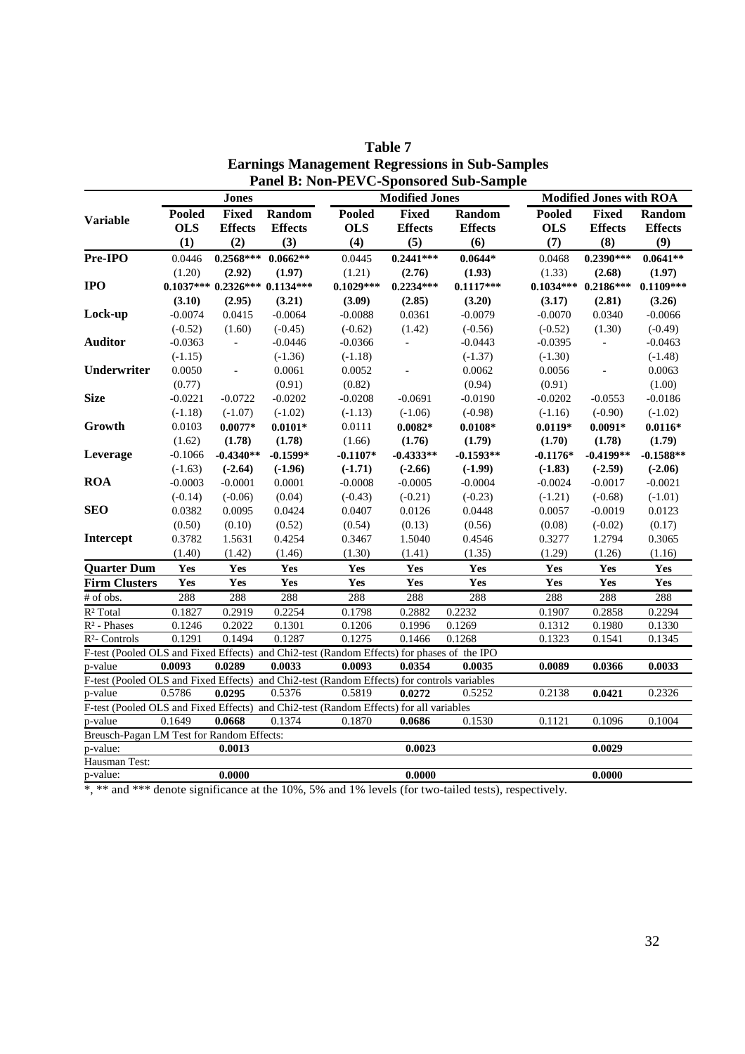**Table 7**
**Earnings Management Regressions in Sub-Samples**
**Panel B: Non-PEVC-Sponsored Sub-Sample**

| Variable | Jones | | | Modified Jones | | | Modified Jones with ROA | | |
|---|---|---|---|---|---|---|---|---|---|
| | Pooled OLS (1) | Fixed Effects (2) | Random Effects (3) | Pooled OLS (4) | Fixed Effects (5) | Random Effects (6) | Pooled OLS (7) | Fixed Effects (8) | Random Effects (9) |
| **Pre-IPO** | 0.0446 | **0.2568***** | **0.0662**** | 0.0445 | **0.2441***** | **0.0644*** | 0.0468 | **0.2390***** | **0.0641**** |
| | (1.20) | **(2.92)** | **(1.97)** | (1.21) | **(2.76)** | **(1.93)** | (1.33) | **(2.68)** | **(1.97)** |
| **IPO** | **0.1037***** | **0.2326***** | **0.1134***** | **0.1029***** | **0.2234***** | **0.1117***** | **0.1034***** | **0.2186***** | **0.1109***** |
| | **(3.10)** | **(2.95)** | **(3.21)** | **(3.09)** | **(2.85)** | **(3.20)** | **(3.17)** | **(2.81)** | **(3.26)** |
| **Lock-up** | -0.0074 | 0.0415 | -0.0064 | -0.0088 | 0.0361 | -0.0079 | -0.0070 | 0.0340 | -0.0066 |
| | (-0.52) | (1.60) | (-0.45) | (-0.62) | (1.42) | (-0.56) | (-0.52) | (1.30) | (-0.49) |
| **Auditor** | -0.0363 | - | -0.0446 | -0.0366 | - | -0.0443 | -0.0395 | - | -0.0463 |
| | (-1.15) | | (-1.36) | (-1.18) | | (-1.37) | (-1.30) | | (-1.48) |
| **Underwriter** | 0.0050 | - | 0.0061 | 0.0052 | - | 0.0062 | 0.0056 | - | 0.0063 |
| | (0.77) | | (0.91) | (0.82) | | (0.94) | (0.91) | | (1.00) |
| **Size** | -0.0221 | -0.0722 | -0.0202 | -0.0208 | -0.0691 | -0.0190 | -0.0202 | -0.0553 | -0.0186 |
| | (-1.18) | (-1.07) | (-1.02) | (-1.13) | (-1.06) | (-0.98) | (-1.16) | (-0.90) | (-1.02) |
| **Growth** | 0.0103 | **0.0077*** | **0.0101*** | 0.0111 | **0.0082*** | **0.0108*** | **0.0119*** | **0.0091*** | **0.0116*** |
| | (1.62) | **(1.78)** | **(1.78)** | (1.66) | **(1.76)** | **(1.79)** | **(1.70)** | **(1.78)** | **(1.79)** |
| **Leverage** | -0.1066 | **-0.4340**** | **-0.1599*** | **-0.1107*** | **-0.4333**** | **-0.1593**** | **-0.1176*** | **-0.4199**** | **-0.1588**** |
| | (-1.63) | **(-2.64)** | **(-1.96)** | **(-1.71)** | **(-2.66)** | **(-1.99)** | **(-1.83)** | **(-2.59)** | **(-2.06)** |
| **ROA** | -0.0003 | -0.0001 | 0.0001 | -0.0008 | -0.0005 | -0.0004 | -0.0024 | -0.0017 | -0.0021 |
| | (-0.14) | (-0.06) | (0.04) | (-0.43) | (-0.21) | (-0.23) | (-1.21) | (-0.68) | (-1.01) |
| **SEO** | 0.0382 | 0.0095 | 0.0424 | 0.0407 | 0.0126 | 0.0448 | 0.0057 | -0.0019 | 0.0123 |
| | (0.50) | (0.10) | (0.52) | (0.54) | (0.13) | (0.56) | (0.08) | (-0.02) | (0.17) |
| **Intercept** | 0.3782 | 1.5631 | 0.4254 | 0.3467 | 1.5040 | 0.4546 | 0.3277 | 1.2794 | 0.3065 |
| | (1.40) | (1.42) | (1.46) | (1.30) | (1.41) | (1.35) | (1.29) | (1.26) | (1.16) |
| **Quarter Dum** | Yes | Yes | Yes | Yes | Yes | Yes | Yes | Yes | Yes |
| **Firm Clusters** | Yes | Yes | Yes | Yes | Yes | Yes | Yes | Yes | Yes |
| # of obs. | 288 | 288 | 288 | 288 | 288 | 288 | 288 | 288 | 288 |
| $R^2$ Total | 0.1827 | 0.2919 | 0.2254 | 0.1798 | 0.2882 | 0.2232 | 0.1907 | 0.2858 | 0.2294 |
| $R^2$ - Phases | 0.1246 | 0.2022 | 0.1301 | 0.1206 | 0.1996 | 0.1269 | 0.1312 | 0.1980 | 0.1330 |
| $R^2$- Controls | 0.1291 | 0.1494 | 0.1287 | 0.1275 | 0.1466 | 0.1268 | 0.1323 | 0.1541 | 0.1345 |
| F-test (Pooled OLS and Fixed Effects) and Chi2-test (Random Effects) for phases of the IPO | | | | | | | | | |
| p-value | **0.0093** | **0.0289** | **0.0033** | **0.0093** | **0.0354** | **0.0035** | **0.0089** | **0.0366** | **0.0033** |
| F-test (Pooled OLS and Fixed Effects) and Chi2-test (Random Effects) for controls variables | | | | | | | | | |
| p-value | 0.5786 | **0.0295** | 0.5376 | 0.5819 | **0.0272** | 0.5252 | 0.2138 | **0.0421** | 0.2326 |
| F-test (Pooled OLS and Fixed Effects) and Chi2-test (Random Effects) for all variables | | | | | | | | | |
| p-value | 0.1649 | **0.0668** | 0.1374 | 0.1870 | **0.0686** | 0.1530 | 0.1121 | 0.1096 | 0.1004 |
| Breusch-Pagan LM Test for Random Effects: | | | | | | | | | |
| p-value: | | **0.0013** | | | **0.0023** | | | **0.0029** | |
| Hausman Test: | | | | | | | | | |
| p-value: | | **0.0000** | | | **0.0000** | | | **0.0000** | |

*, ** and *** denote significance at the 10%, 5% and 1% levels (for two-tailed tests), respectively.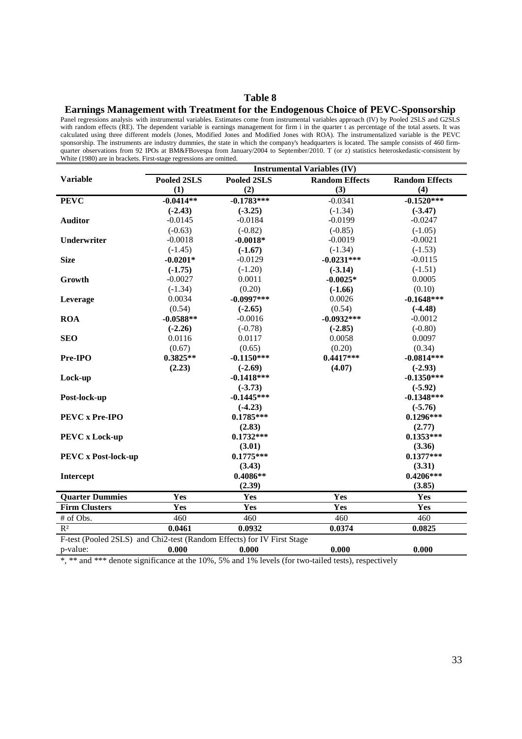## Table 8

### Earnings Management with Treatment for the Endogenous Choice of PEVC-Sponsorship

Panel regressions analysis with instrumental variables. Estimates come from instrumental variables approach (IV) by Pooled 2SLS and G2SLS with random effects (RE). The dependent variable is earnings management for firm i in the quarter t as percentage of the total assets. It was calculated using three different models (Jones, Modified Jones and Modified Jones with ROA). The instrumentalized variable is the PEVC sponsorship. The instruments are industry dummies, the state in which the company's headquarters is located. The sample consists of 460 firm-quarter observations from 92 IPOs at BM&FBovespa from January/2004 to September/2010. T (or z) statistics heteroskedastic-consistent by White (1980) are in brackets. First-stage regressions are omitted.

| Variable | Instrumental Variables (IV) | | | |
|---|---|---|---|---|
| | Pooled 2SLS (1) | Pooled 2SLS (2) | Random Effects (3) | Random Effects (4) |
| **PEVC** | **-0.0414**** | **-0.1783***** | -0.0341 | **-0.1520***** |
| | **(-2.43)** | **(-3.25)** | (-1.34) | **(-3.47)** |
| **Auditor** | -0.0145 | -0.0184 | -0.0199 | -0.0247 |
| | (-0.63) | (-0.82) | (-0.85) | (-1.05) |
| **Underwriter** | -0.0018 | **-0.0018*** | -0.0019 | -0.0021 |
| | (-1.45) | **(-1.67)** | (-1.34) | (-1.53) |
| **Size** | **-0.0201*** | -0.0129 | **-0.0231***** | -0.0115 |
| | **(-1.75)** | (-1.20) | **(-3.14)** | (-1.51) |
| **Growth** | -0.0027 | 0.0011 | **-0.0025*** | 0.0005 |
| | (-1.34) | (0.20) | **(-1.66)** | (0.10) |
| **Leverage** | 0.0034 | **-0.0997***** | 0.0026 | **-0.1648***** |
| | (0.54) | **(-2.65)** | (0.54) | **(-4.48)** |
| **ROA** | **-0.0588**** | -0.0016 | **-0.0932***** | -0.0012 |
| | **(-2.26)** | (-0.78) | **(-2.85)** | (-0.80) |
| **SEO** | 0.0116 | 0.0117 | 0.0058 | 0.0097 |
| | (0.67) | (0.65) | (0.20) | (0.34) |
| **Pre-IPO** | **0.3825**** | **-0.1150***** | **0.4417***** | **-0.0814***** |
| | **(2.23)** | **(-2.69)** | **(4.07)** | **(-2.93)** |
| **Lock-up** | | **-0.1418***** | | **-0.1350***** |
| | | **(-3.73)** | | **(-5.92)** |
| **Post-lock-up** | | **-0.1445***** | | **-0.1348***** |
| | | **(-4.23)** | | **(-5.76)** |
| **PEVC x Pre-IPO** | | **0.1785***** | | **0.1296***** |
| | | **(2.83)** | | **(2.77)** |
| **PEVC x Lock-up** | | **0.1732***** | | **0.1353***** |
| | | **(3.01)** | | **(3.36)** |
| **PEVC x Post-lock-up** | | **0.1775***** | | **0.1377***** |
| | | **(3.43)** | | **(3.31)** |
| **Intercept** | | **0.4086**** | | **0.4206***** |
| | | **(2.39)** | | **(3.85)** |
| **Quarter Dummies** | **Yes** | **Yes** | **Yes** | **Yes** |
| **Firm Clusters** | **Yes** | **Yes** | **Yes** | **Yes** |
| # of Obs. | 460 | 460 | 460 | 460 |
| $R^2$ | **0.0461** | **0.0932** | **0.0374** | **0.0825** |
| F-test (Pooled 2SLS) and Chi2-test (Random Effects) for IV First Stage | | | | |
| p-value: | **0.000** | **0.000** | **0.000** | **0.000** |

*, ** and *** denote significance at the 10%, 5% and 1% levels (for two-tailed tests), respectively